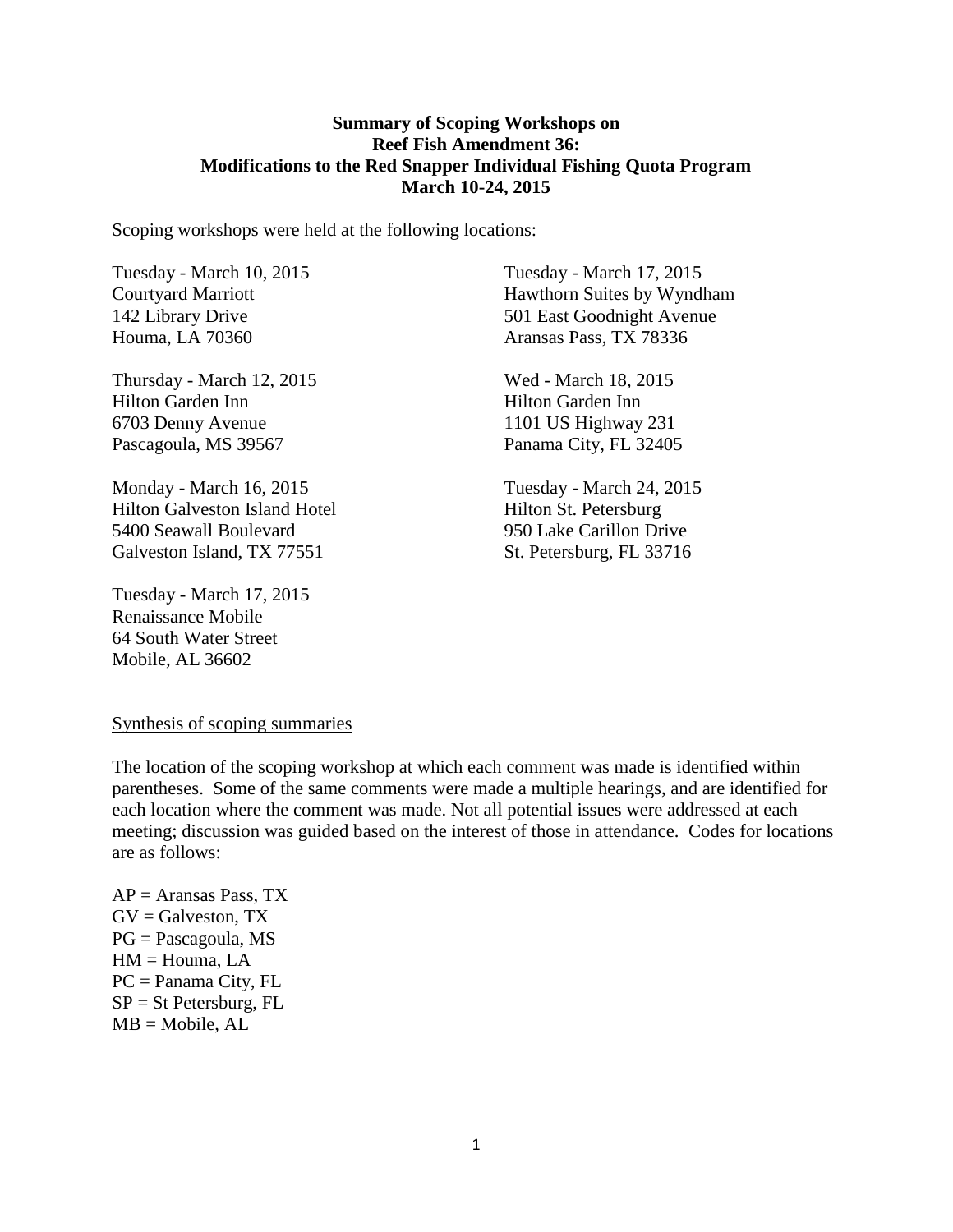**Summary of Scoping Workshops on**
**Reef Fish Amendment 36:**
**Modifications to the Red Snapper Individual Fishing Quota Program**
**March 10-24, 2015**

Scoping workshops were held at the following locations:

Tuesday - March 10, 2015
Courtyard Marriott
142 Library Drive
Houma, LA 70360

Thursday - March 12, 2015
Hilton Garden Inn
6703 Denny Avenue
Pascagoula, MS 39567

Monday - March 16, 2015
Hilton Galveston Island Hotel
5400 Seawall Boulevard
Galveston Island, TX 77551

Tuesday - March 17, 2015
Renaissance Mobile
64 South Water Street
Mobile, AL 36602

Tuesday - March 17, 2015
Hawthorn Suites by Wyndham
501 East Goodnight Avenue
Aransas Pass, TX 78336

Wed - March 18, 2015
Hilton Garden Inn
1101 US Highway 231
Panama City, FL 32405

Tuesday - March 24, 2015
Hilton St. Petersburg
950 Lake Carillon Drive
St. Petersburg, FL 33716

<u>Synthesis of scoping summaries</u>

The location of the scoping workshop at which each comment was made is identified within parentheses. Some of the same comments were made a multiple hearings, and are identified for each location where the comment was made. Not all potential issues were addressed at each meeting; discussion was guided based on the interest of those in attendance. Codes for locations are as follows:

AP = Aransas Pass, TX
GV = Galveston, TX
PG = Pascagoula, MS
HM = Houma, LA
PC = Panama City, FL
SP = St Petersburg, FL
MB = Mobile, AL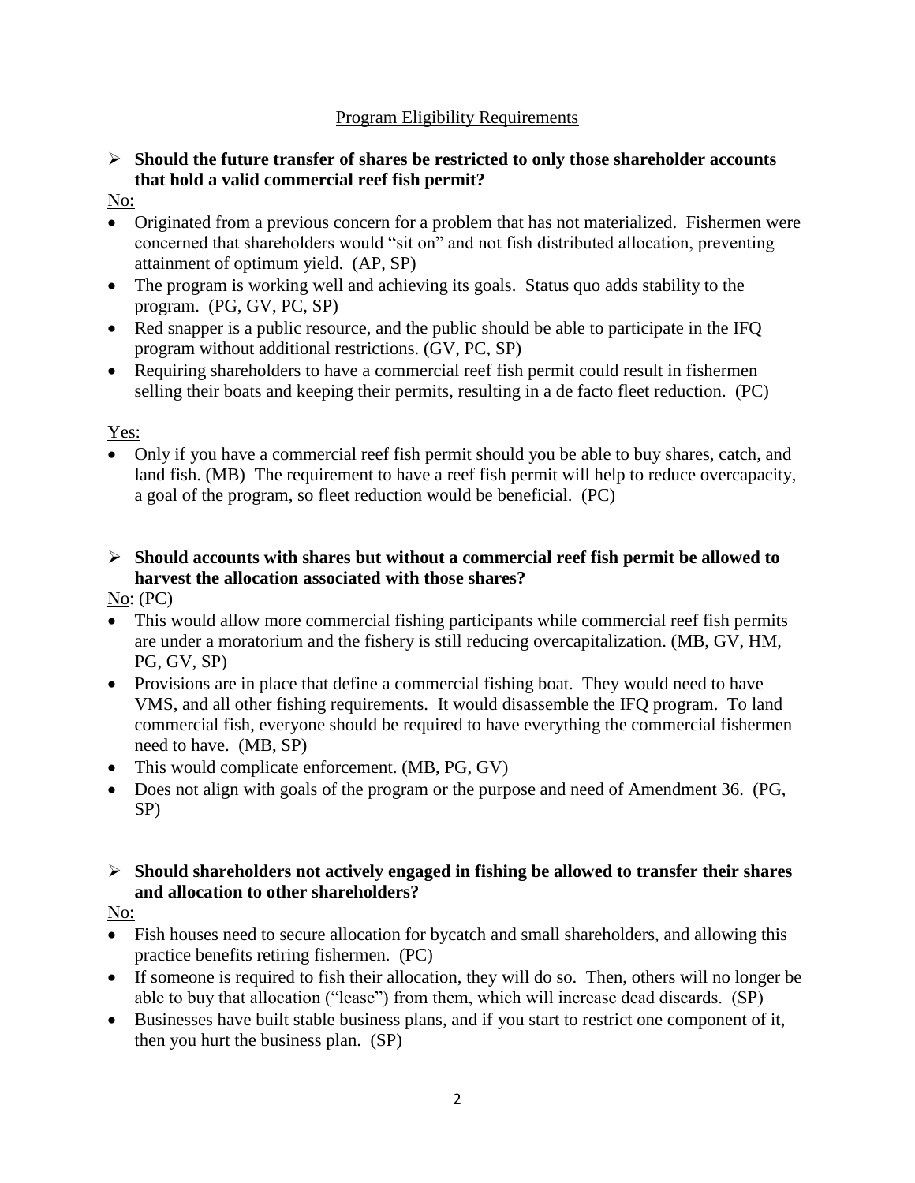## Program Eligibility Requirements

- **Should the future transfer of shares be restricted to only those shareholder accounts that hold a valid commercial reef fish permit?**

No:

- Originated from a previous concern for a problem that has not materialized. Fishermen were concerned that shareholders would "sit on" and not fish distributed allocation, preventing attainment of optimum yield. (AP, SP)
- The program is working well and achieving its goals. Status quo adds stability to the program. (PG, GV, PC, SP)
- Red snapper is a public resource, and the public should be able to participate in the IFQ program without additional restrictions. (GV, PC, SP)
- Requiring shareholders to have a commercial reef fish permit could result in fishermen selling their boats and keeping their permits, resulting in a de facto fleet reduction. (PC)

Yes:

- Only if you have a commercial reef fish permit should you be able to buy shares, catch, and land fish. (MB) The requirement to have a reef fish permit will help to reduce overcapacity, a goal of the program, so fleet reduction would be beneficial. (PC)

- **Should accounts with shares but without a commercial reef fish permit be allowed to harvest the allocation associated with those shares?**

No: (PC)

- This would allow more commercial fishing participants while commercial reef fish permits are under a moratorium and the fishery is still reducing overcapitalization. (MB, GV, HM, PG, GV, SP)
- Provisions are in place that define a commercial fishing boat. They would need to have VMS, and all other fishing requirements. It would disassemble the IFQ program. To land commercial fish, everyone should be required to have everything the commercial fishermen need to have. (MB, SP)
- This would complicate enforcement. (MB, PG, GV)
- Does not align with goals of the program or the purpose and need of Amendment 36. (PG, SP)

- **Should shareholders not actively engaged in fishing be allowed to transfer their shares and allocation to other shareholders?**

No:

- Fish houses need to secure allocation for bycatch and small shareholders, and allowing this practice benefits retiring fishermen. (PC)
- If someone is required to fish their allocation, they will do so. Then, others will no longer be able to buy that allocation ("lease") from them, which will increase dead discards. (SP)
- Businesses have built stable business plans, and if you start to restrict one component of it, then you hurt the business plan. (SP)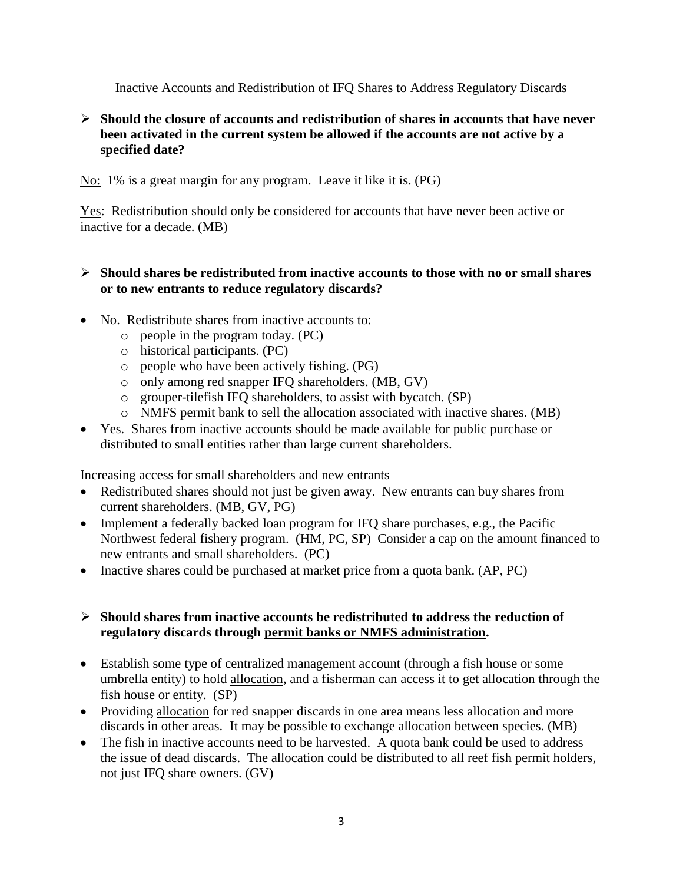Inactive Accounts and Redistribution of IFQ Shares to Address Regulatory Discards

- **Should the closure of accounts and redistribution of shares in accounts that have never been activated in the current system be allowed if the accounts are not active by a specified date?**

No: 1% is a great margin for any program. Leave it like it is. (PG)

Yes: Redistribution should only be considered for accounts that have never been active or inactive for a decade. (MB)

- **Should shares be redistributed from inactive accounts to those with no or small shares or to new entrants to reduce regulatory discards?**

- No. Redistribute shares from inactive accounts to:
  - people in the program today. (PC)
  - historical participants. (PC)
  - people who have been actively fishing. (PG)
  - only among red snapper IFQ shareholders. (MB, GV)
  - grouper-tilefish IFQ shareholders, to assist with bycatch. (SP)
  - NMFS permit bank to sell the allocation associated with inactive shares. (MB)
- Yes. Shares from inactive accounts should be made available for public purchase or distributed to small entities rather than large current shareholders.

Increasing access for small shareholders and new entrants

- Redistributed shares should not just be given away. New entrants can buy shares from current shareholders. (MB, GV, PG)
- Implement a federally backed loan program for IFQ share purchases, e.g., the Pacific Northwest federal fishery program. (HM, PC, SP) Consider a cap on the amount financed to new entrants and small shareholders. (PC)
- Inactive shares could be purchased at market price from a quota bank. (AP, PC)

- **Should shares from inactive accounts be redistributed to address the reduction of regulatory discards through permit banks or NMFS administration.**

- Establish some type of centralized management account (through a fish house or some umbrella entity) to hold allocation, and a fisherman can access it to get allocation through the fish house or entity. (SP)
- Providing allocation for red snapper discards in one area means less allocation and more discards in other areas. It may be possible to exchange allocation between species. (MB)
- The fish in inactive accounts need to be harvested. A quota bank could be used to address the issue of dead discards. The allocation could be distributed to all reef fish permit holders, not just IFQ share owners. (GV)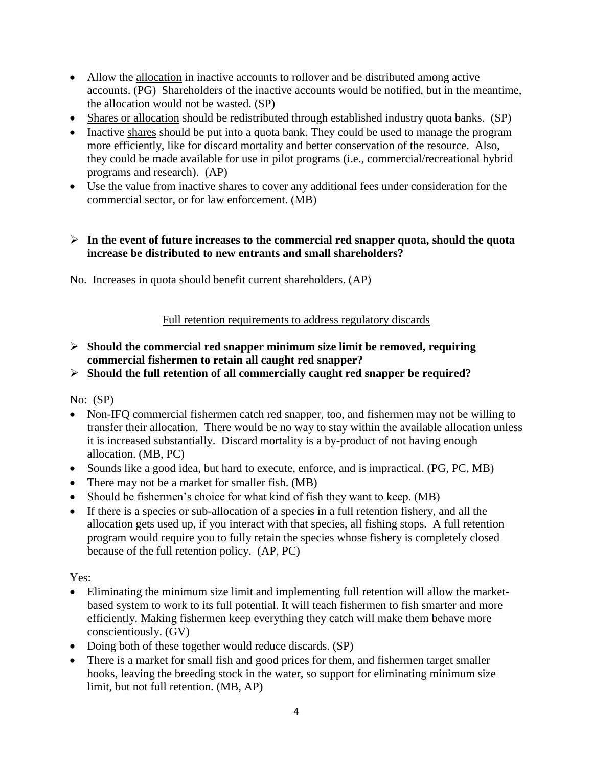- Allow the <u>allocation</u> in inactive accounts to rollover and be distributed among active accounts. (PG) Shareholders of the inactive accounts would be notified, but in the meantime, the allocation would not be wasted. (SP)
- <u>Shares or allocation</u> should be redistributed through established industry quota banks. (SP)
- Inactive <u>shares</u> should be put into a quota bank. They could be used to manage the program more efficiently, like for discard mortality and better conservation of the resource. Also, they could be made available for use in pilot programs (i.e., commercial/recreational hybrid programs and research). (AP)
- Use the value from inactive shares to cover any additional fees under consideration for the commercial sector, or for law enforcement. (MB)

➢ **In the event of future increases to the commercial red snapper quota, should the quota increase be distributed to new entrants and small shareholders?**

No. Increases in quota should benefit current shareholders. (AP)

<u>Full retention requirements to address regulatory discards</u>

➢ **Should the commercial red snapper minimum size limit be removed, requiring commercial fishermen to retain all caught red snapper?**

➢ **Should the full retention of all commercially caught red snapper be required?**

<u>No:</u> (SP)

- Non-IFQ commercial fishermen catch red snapper, too, and fishermen may not be willing to transfer their allocation. There would be no way to stay within the available allocation unless it is increased substantially. Discard mortality is a by-product of not having enough allocation. (MB, PC)
- Sounds like a good idea, but hard to execute, enforce, and is impractical. (PG, PC, MB)
- There may not be a market for smaller fish. (MB)
- Should be fishermen's choice for what kind of fish they want to keep. (MB)
- If there is a species or sub-allocation of a species in a full retention fishery, and all the allocation gets used up, if you interact with that species, all fishing stops. A full retention program would require you to fully retain the species whose fishery is completely closed because of the full retention policy. (AP, PC)

<u>Yes:</u>

- Eliminating the minimum size limit and implementing full retention will allow the market-based system to work to its full potential. It will teach fishermen to fish smarter and more efficiently. Making fishermen keep everything they catch will make them behave more conscientiously. (GV)
- Doing both of these together would reduce discards. (SP)
- There is a market for small fish and good prices for them, and fishermen target smaller hooks, leaving the breeding stock in the water, so support for eliminating minimum size limit, but not full retention. (MB, AP)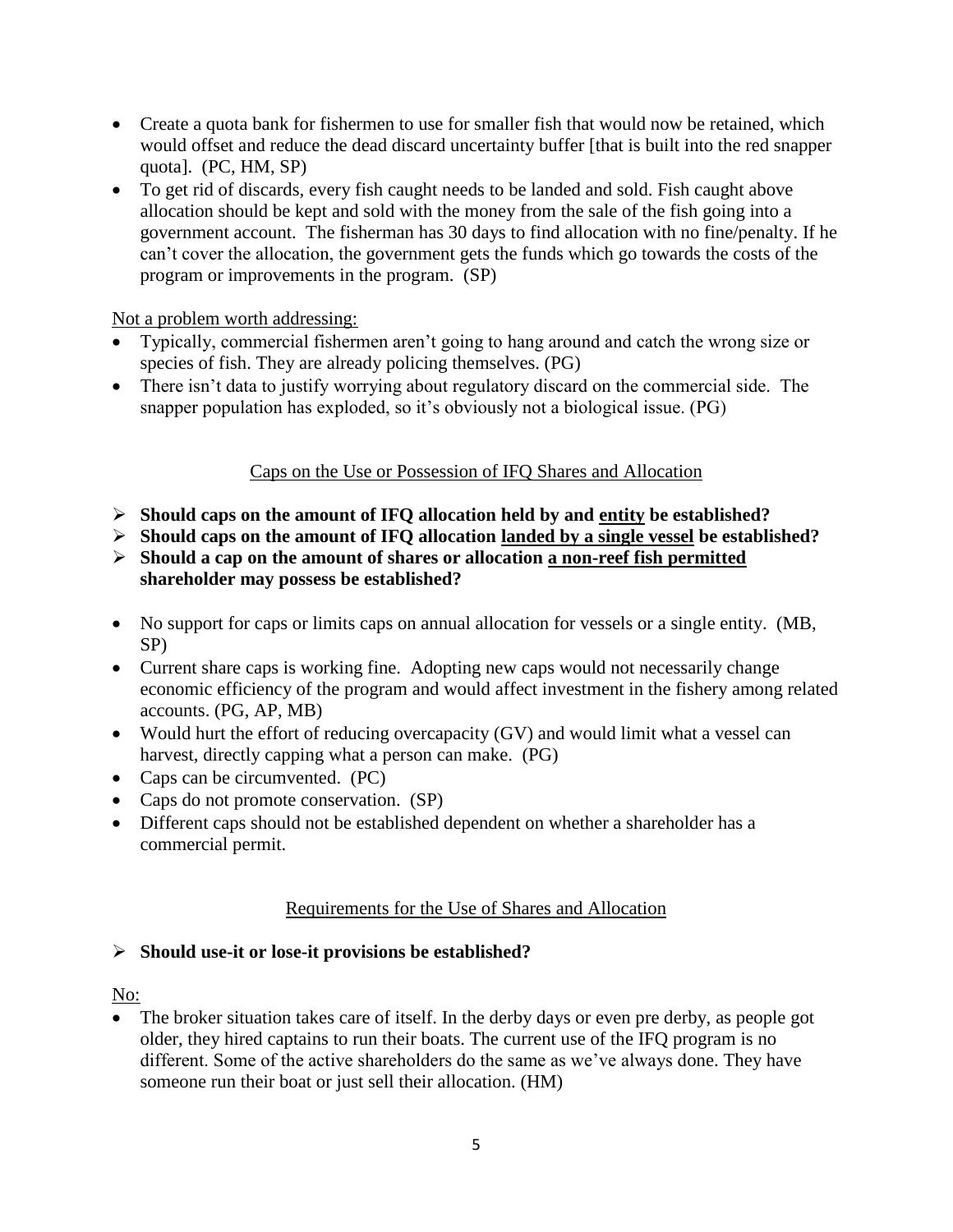- Create a quota bank for fishermen to use for smaller fish that would now be retained, which would offset and reduce the dead discard uncertainty buffer [that is built into the red snapper quota]. (PC, HM, SP)
- To get rid of discards, every fish caught needs to be landed and sold. Fish caught above allocation should be kept and sold with the money from the sale of the fish going into a government account. The fisherman has 30 days to find allocation with no fine/penalty. If he can't cover the allocation, the government gets the funds which go towards the costs of the program or improvements in the program. (SP)

<u>Not a problem worth addressing:</u>

- Typically, commercial fishermen aren't going to hang around and catch the wrong size or species of fish. They are already policing themselves. (PG)
- There isn't data to justify worrying about regulatory discard on the commercial side. The snapper population has exploded, so it's obviously not a biological issue. (PG)

<u>Caps on the Use or Possession of IFQ Shares and Allocation</u>

- **Should caps on the amount of IFQ allocation held by and <u>entity</u> be established?**
- **Should caps on the amount of IFQ allocation <u>landed by a single vessel</u> be established?**
- **Should a cap on the amount of shares or allocation <u>a non-reef fish permitted shareholder</u> may possess be established?**

- No support for caps or limits caps on annual allocation for vessels or a single entity. (MB, SP)
- Current share caps is working fine. Adopting new caps would not necessarily change economic efficiency of the program and would affect investment in the fishery among related accounts. (PG, AP, MB)
- Would hurt the effort of reducing overcapacity (GV) and would limit what a vessel can harvest, directly capping what a person can make. (PG)
- Caps can be circumvented. (PC)
- Caps do not promote conservation. (SP)
- Different caps should not be established dependent on whether a shareholder has a commercial permit.

<u>Requirements for the Use of Shares and Allocation</u>

- **Should use-it or lose-it provisions be established?**

<u>No:</u>

- The broker situation takes care of itself. In the derby days or even pre derby, as people got older, they hired captains to run their boats. The current use of the IFQ program is no different. Some of the active shareholders do the same as we've always done. They have someone run their boat or just sell their allocation. (HM)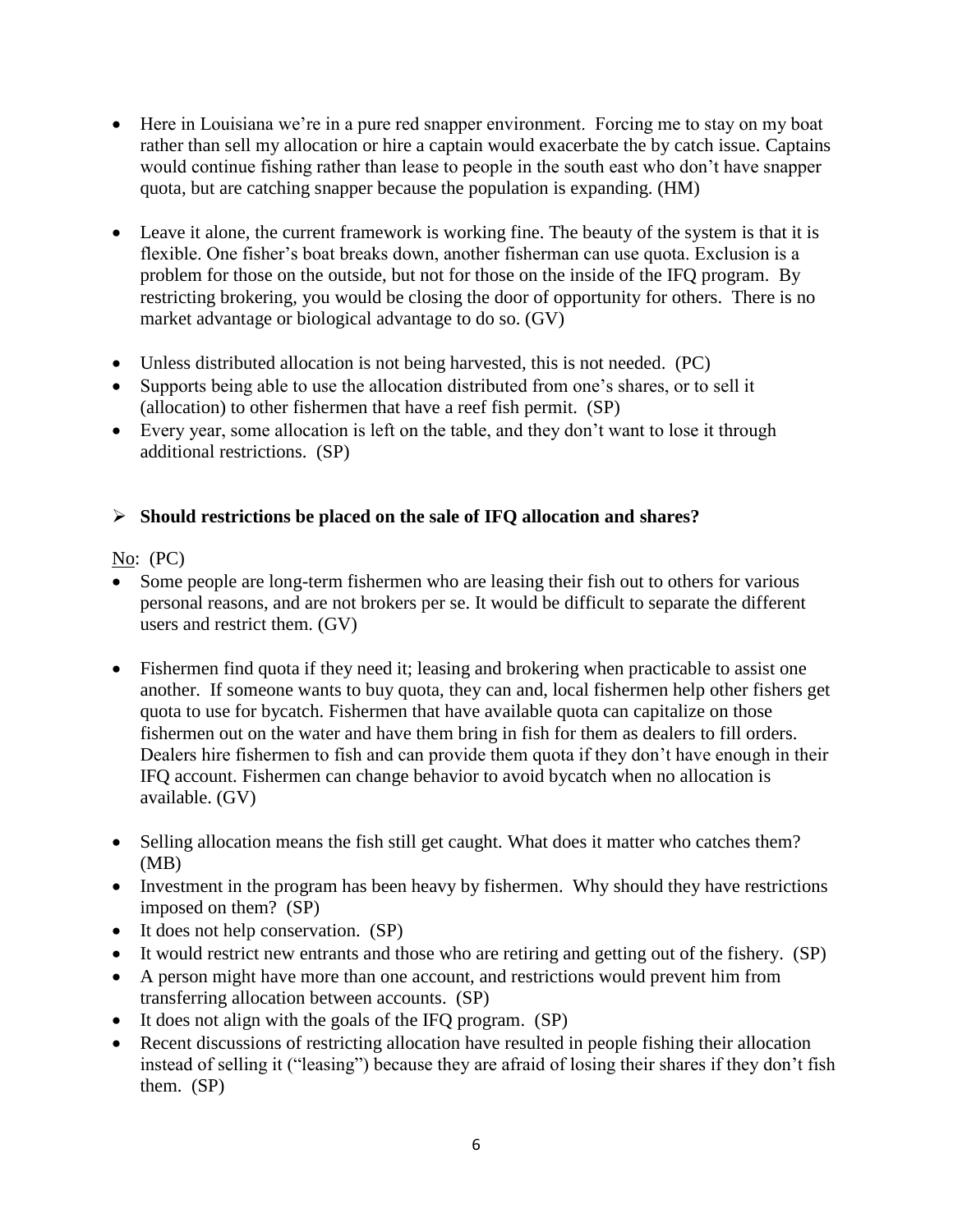- Here in Louisiana we're in a pure red snapper environment. Forcing me to stay on my boat rather than sell my allocation or hire a captain would exacerbate the by catch issue. Captains would continue fishing rather than lease to people in the south east who don't have snapper quota, but are catching snapper because the population is expanding. (HM)

- Leave it alone, the current framework is working fine. The beauty of the system is that it is flexible. One fisher's boat breaks down, another fisherman can use quota. Exclusion is a problem for those on the outside, but not for those on the inside of the IFQ program. By restricting brokering, you would be closing the door of opportunity for others. There is no market advantage or biological advantage to do so. (GV)

- Unless distributed allocation is not being harvested, this is not needed. (PC)
- Supports being able to use the allocation distributed from one's shares, or to sell it (allocation) to other fishermen that have a reef fish permit. (SP)
- Every year, some allocation is left on the table, and they don't want to lose it through additional restrictions. (SP)

## Should restrictions be placed on the sale of IFQ allocation and shares?

No: (PC)

- Some people are long-term fishermen who are leasing their fish out to others for various personal reasons, and are not brokers per se. It would be difficult to separate the different users and restrict them. (GV)

- Fishermen find quota if they need it; leasing and brokering when practicable to assist one another. If someone wants to buy quota, they can and, local fishermen help other fishers get quota to use for bycatch. Fishermen that have available quota can capitalize on those fishermen out on the water and have them bring in fish for them as dealers to fill orders. Dealers hire fishermen to fish and can provide them quota if they don't have enough in their IFQ account. Fishermen can change behavior to avoid bycatch when no allocation is available. (GV)

- Selling allocation means the fish still get caught. What does it matter who catches them? (MB)
- Investment in the program has been heavy by fishermen. Why should they have restrictions imposed on them? (SP)
- It does not help conservation. (SP)
- It would restrict new entrants and those who are retiring and getting out of the fishery. (SP)
- A person might have more than one account, and restrictions would prevent him from transferring allocation between accounts. (SP)
- It does not align with the goals of the IFQ program. (SP)
- Recent discussions of restricting allocation have resulted in people fishing their allocation instead of selling it ("leasing") because they are afraid of losing their shares if they don't fish them. (SP)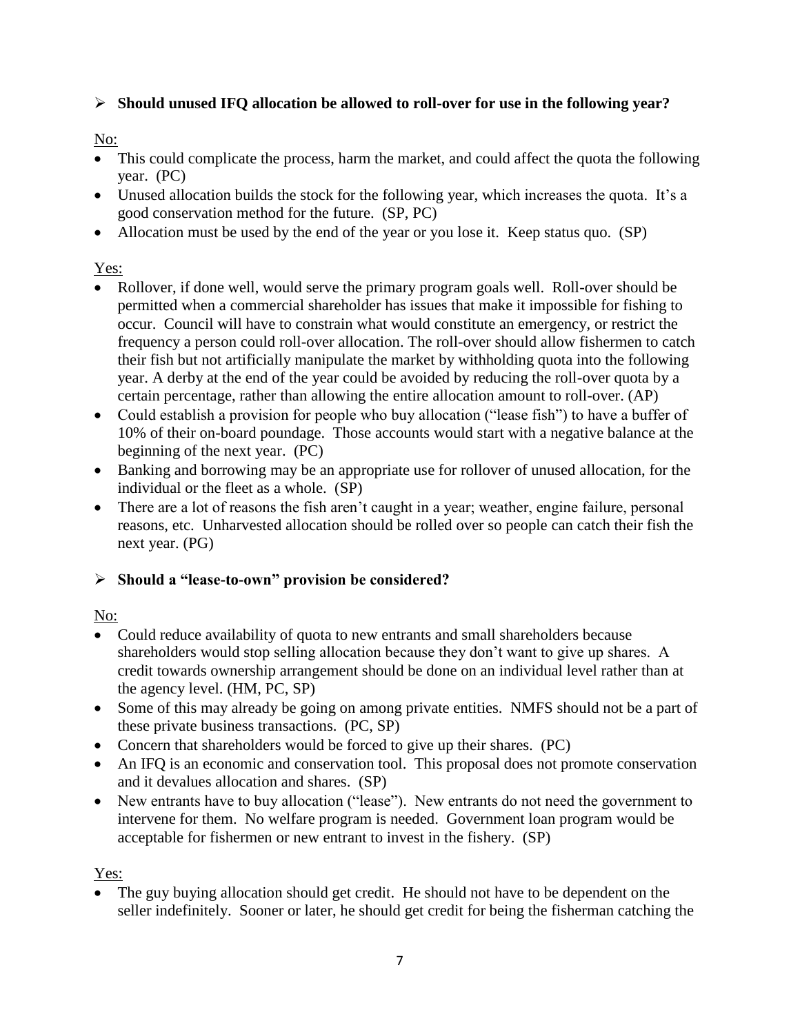- **Should unused IFQ allocation be allowed to roll-over for use in the following year?**

No:

- This could complicate the process, harm the market, and could affect the quota the following year. (PC)
- Unused allocation builds the stock for the following year, which increases the quota. It's a good conservation method for the future. (SP, PC)
- Allocation must be used by the end of the year or you lose it. Keep status quo. (SP)

Yes:

- Rollover, if done well, would serve the primary program goals well. Roll-over should be permitted when a commercial shareholder has issues that make it impossible for fishing to occur. Council will have to constrain what would constitute an emergency, or restrict the frequency a person could roll-over allocation. The roll-over should allow fishermen to catch their fish but not artificially manipulate the market by withholding quota into the following year. A derby at the end of the year could be avoided by reducing the roll-over quota by a certain percentage, rather than allowing the entire allocation amount to roll-over. (AP)
- Could establish a provision for people who buy allocation ("lease fish") to have a buffer of 10% of their on-board poundage. Those accounts would start with a negative balance at the beginning of the next year. (PC)
- Banking and borrowing may be an appropriate use for rollover of unused allocation, for the individual or the fleet as a whole. (SP)
- There are a lot of reasons the fish aren't caught in a year; weather, engine failure, personal reasons, etc. Unharvested allocation should be rolled over so people can catch their fish the next year. (PG)

- **Should a "lease-to-own" provision be considered?**

No:

- Could reduce availability of quota to new entrants and small shareholders because shareholders would stop selling allocation because they don't want to give up shares. A credit towards ownership arrangement should be done on an individual level rather than at the agency level. (HM, PC, SP)
- Some of this may already be going on among private entities. NMFS should not be a part of these private business transactions. (PC, SP)
- Concern that shareholders would be forced to give up their shares. (PC)
- An IFQ is an economic and conservation tool. This proposal does not promote conservation and it devalues allocation and shares. (SP)
- New entrants have to buy allocation ("lease"). New entrants do not need the government to intervene for them. No welfare program is needed. Government loan program would be acceptable for fishermen or new entrant to invest in the fishery. (SP)

Yes:

- The guy buying allocation should get credit. He should not have to be dependent on the seller indefinitely. Sooner or later, he should get credit for being the fisherman catching the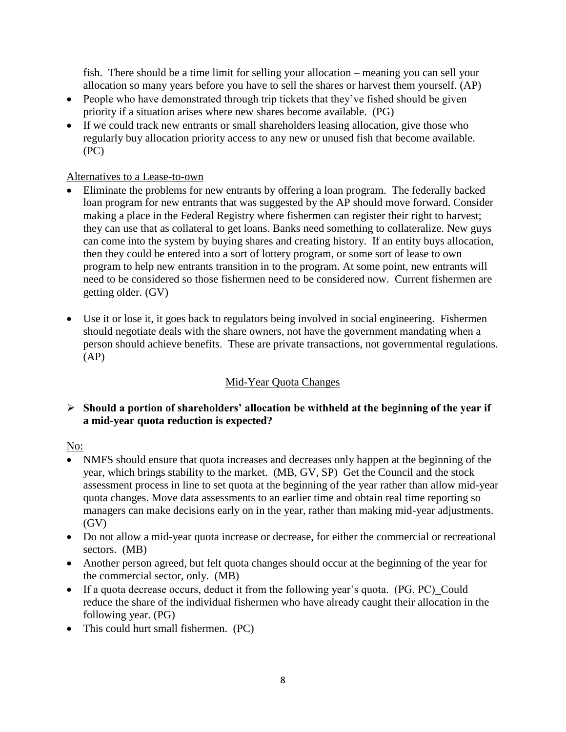fish. There should be a time limit for selling your allocation – meaning you can sell your allocation so many years before you have to sell the shares or harvest them yourself. (AP)

- People who have demonstrated through trip tickets that they've fished should be given priority if a situation arises where new shares become available. (PG)
- If we could track new entrants or small shareholders leasing allocation, give those who regularly buy allocation priority access to any new or unused fish that become available. (PC)

Alternatives to a Lease-to-own

- Eliminate the problems for new entrants by offering a loan program. The federally backed loan program for new entrants that was suggested by the AP should move forward. Consider making a place in the Federal Registry where fishermen can register their right to harvest; they can use that as collateral to get loans. Banks need something to collateralize. New guys can come into the system by buying shares and creating history. If an entity buys allocation, then they could be entered into a sort of lottery program, or some sort of lease to own program to help new entrants transition in to the program. At some point, new entrants will need to be considered so those fishermen need to be considered now. Current fishermen are getting older. (GV)
- Use it or lose it, it goes back to regulators being involved in social engineering. Fishermen should negotiate deals with the share owners, not have the government mandating when a person should achieve benefits. These are private transactions, not governmental regulations. (AP)

## Mid-Year Quota Changes

- **Should a portion of shareholders' allocation be withheld at the beginning of the year if a mid-year quota reduction is expected?**

No:

- NMFS should ensure that quota increases and decreases only happen at the beginning of the year, which brings stability to the market. (MB, GV, SP) Get the Council and the stock assessment process in line to set quota at the beginning of the year rather than allow mid-year quota changes. Move data assessments to an earlier time and obtain real time reporting so managers can make decisions early on in the year, rather than making mid-year adjustments. (GV)
- Do not allow a mid-year quota increase or decrease, for either the commercial or recreational sectors. (MB)
- Another person agreed, but felt quota changes should occur at the beginning of the year for the commercial sector, only. (MB)
- If a quota decrease occurs, deduct it from the following year's quota. (PG, PC) Could reduce the share of the individual fishermen who have already caught their allocation in the following year. (PG)
- This could hurt small fishermen. (PC)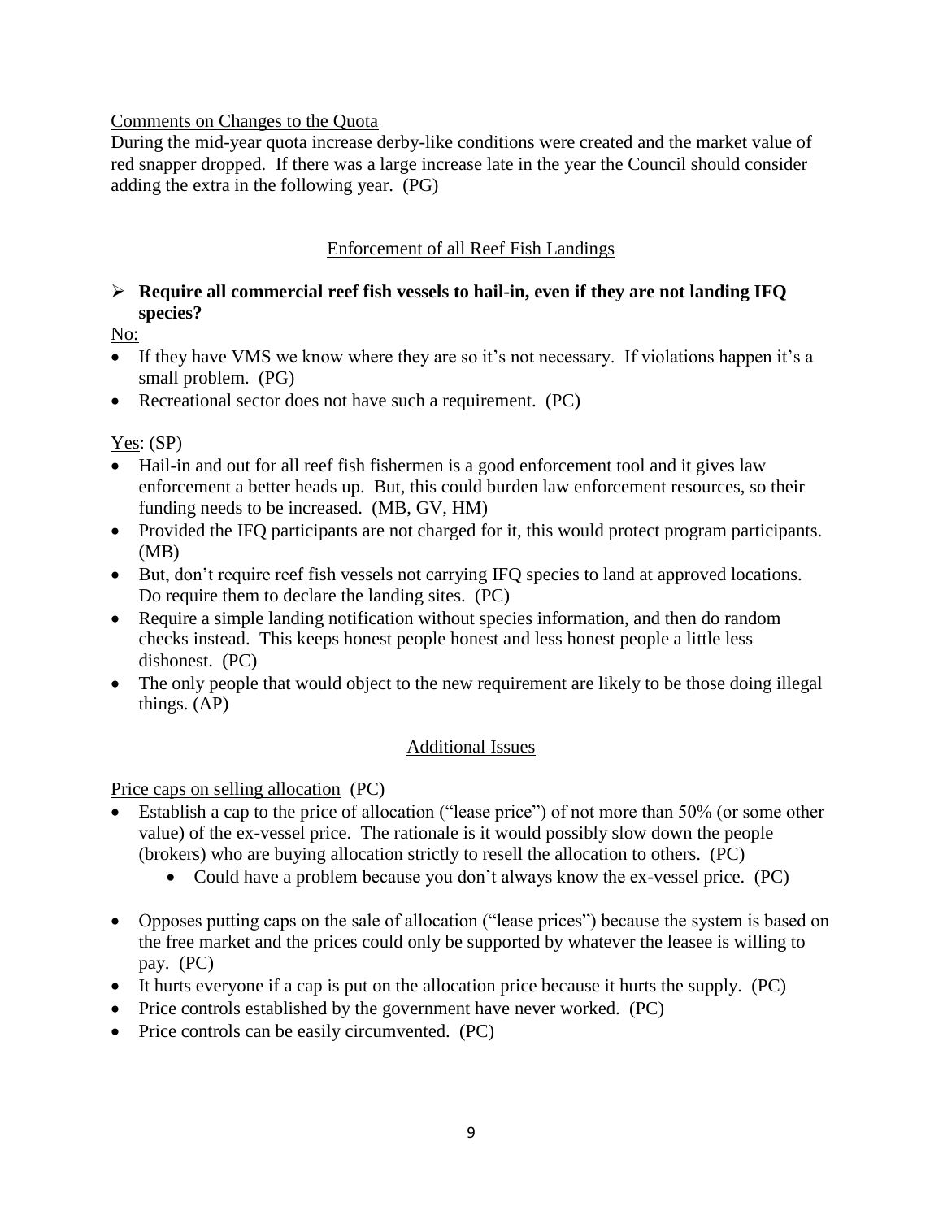Comments on Changes to the Quota

During the mid-year quota increase derby-like conditions were created and the market value of red snapper dropped. If there was a large increase late in the year the Council should consider adding the extra in the following year. (PG)

## Enforcement of all Reef Fish Landings

- **Require all commercial reef fish vessels to hail-in, even if they are not landing IFQ species?**

No:

- If they have VMS we know where they are so it's not necessary. If violations happen it's a small problem. (PG)
- Recreational sector does not have such a requirement. (PC)

Yes: (SP)

- Hail-in and out for all reef fish fishermen is a good enforcement tool and it gives law enforcement a better heads up. But, this could burden law enforcement resources, so their funding needs to be increased. (MB, GV, HM)
- Provided the IFQ participants are not charged for it, this would protect program participants. (MB)
- But, don't require reef fish vessels not carrying IFQ species to land at approved locations. Do require them to declare the landing sites. (PC)
- Require a simple landing notification without species information, and then do random checks instead. This keeps honest people honest and less honest people a little less dishonest. (PC)
- The only people that would object to the new requirement are likely to be those doing illegal things. (AP)

## Additional Issues

Price caps on selling allocation (PC)

- Establish a cap to the price of allocation ("lease price") of not more than 50% (or some other value) of the ex-vessel price. The rationale is it would possibly slow down the people (brokers) who are buying allocation strictly to resell the allocation to others. (PC)
  - Could have a problem because you don't always know the ex-vessel price. (PC)

- Opposes putting caps on the sale of allocation ("lease prices") because the system is based on the free market and the prices could only be supported by whatever the leasee is willing to pay. (PC)
- It hurts everyone if a cap is put on the allocation price because it hurts the supply. (PC)
- Price controls established by the government have never worked. (PC)
- Price controls can be easily circumvented. (PC)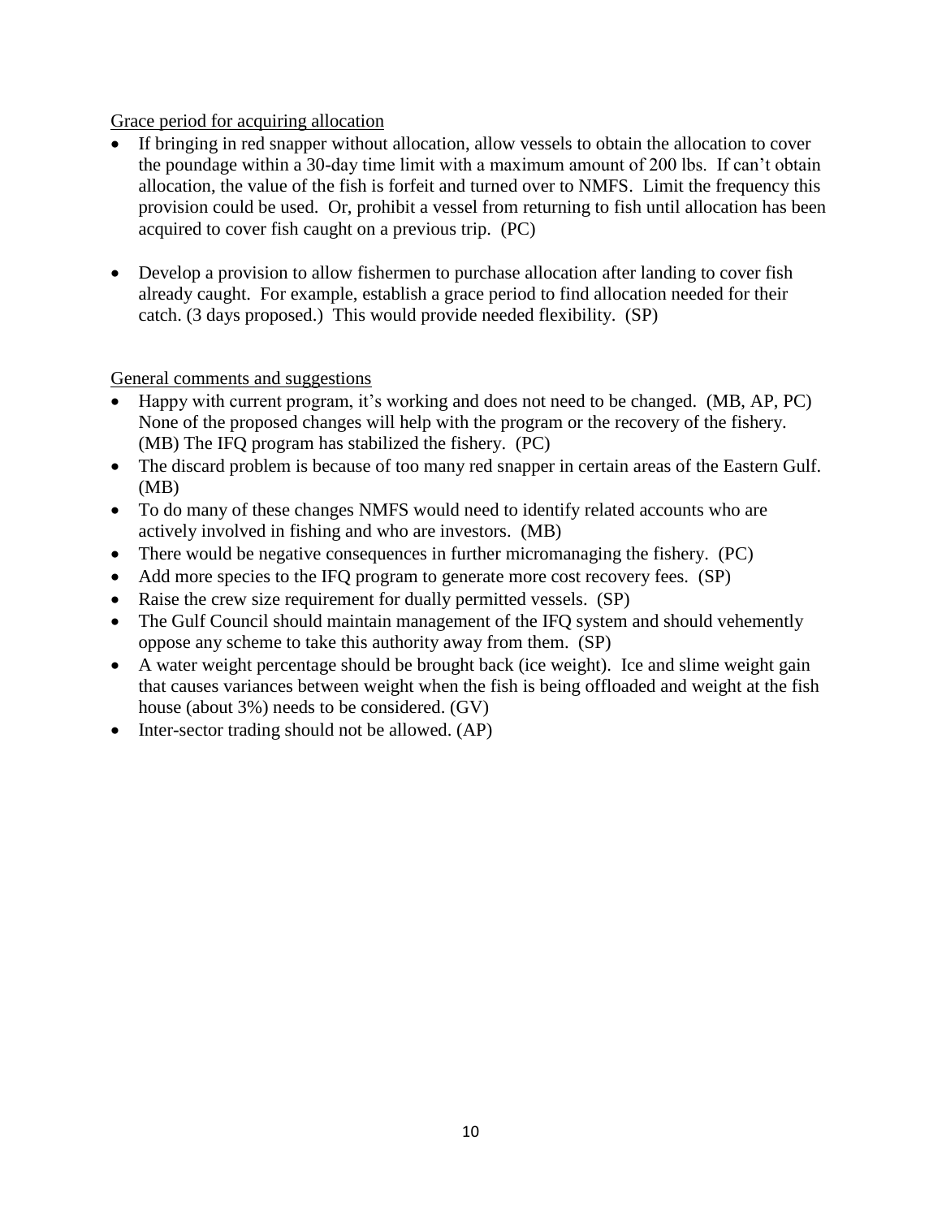Grace period for acquiring allocation

- If bringing in red snapper without allocation, allow vessels to obtain the allocation to cover the poundage within a 30-day time limit with a maximum amount of 200 lbs. If can't obtain allocation, the value of the fish is forfeit and turned over to NMFS. Limit the frequency this provision could be used. Or, prohibit a vessel from returning to fish until allocation has been acquired to cover fish caught on a previous trip. (PC)

- Develop a provision to allow fishermen to purchase allocation after landing to cover fish already caught. For example, establish a grace period to find allocation needed for their catch. (3 days proposed.) This would provide needed flexibility. (SP)

General comments and suggestions

- Happy with current program, it's working and does not need to be changed. (MB, AP, PC) None of the proposed changes will help with the program or the recovery of the fishery. (MB) The IFQ program has stabilized the fishery. (PC)
- The discard problem is because of too many red snapper in certain areas of the Eastern Gulf. (MB)
- To do many of these changes NMFS would need to identify related accounts who are actively involved in fishing and who are investors. (MB)
- There would be negative consequences in further micromanaging the fishery. (PC)
- Add more species to the IFQ program to generate more cost recovery fees. (SP)
- Raise the crew size requirement for dually permitted vessels. (SP)
- The Gulf Council should maintain management of the IFQ system and should vehemently oppose any scheme to take this authority away from them. (SP)
- A water weight percentage should be brought back (ice weight). Ice and slime weight gain that causes variances between weight when the fish is being offloaded and weight at the fish house (about 3%) needs to be considered. (GV)
- Inter-sector trading should not be allowed. (AP)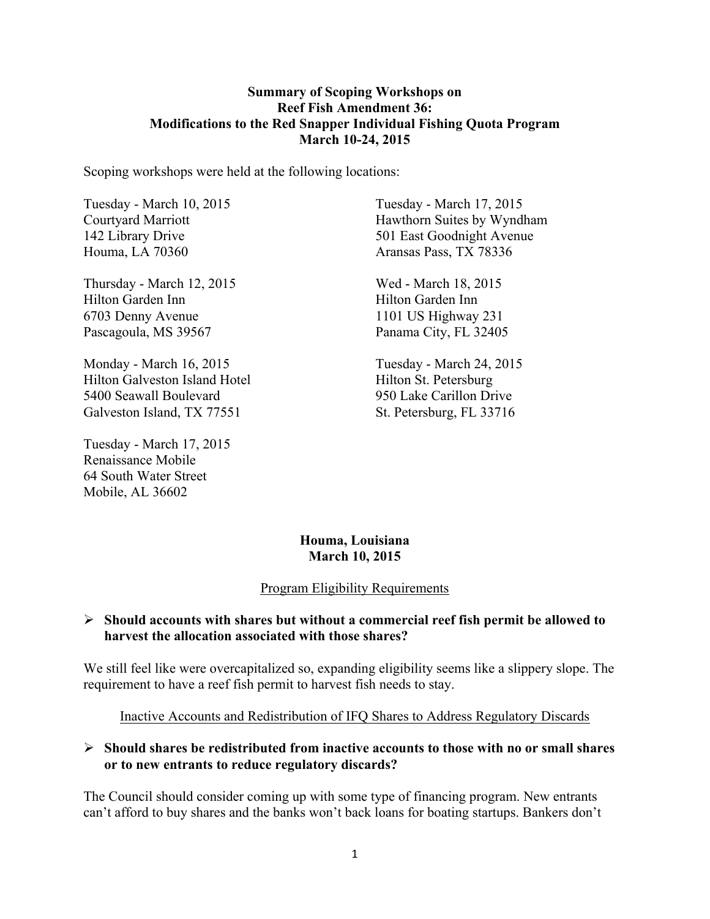**Summary of Scoping Workshops on**
**Reef Fish Amendment 36:**
**Modifications to the Red Snapper Individual Fishing Quota Program**
**March 10-24, 2015**

Scoping workshops were held at the following locations:

Tuesday - March 10, 2015
Courtyard Marriott
142 Library Drive
Houma, LA 70360

Thursday - March 12, 2015
Hilton Garden Inn
6703 Denny Avenue
Pascagoula, MS 39567

Monday - March 16, 2015
Hilton Galveston Island Hotel
5400 Seawall Boulevard
Galveston Island, TX 77551

Tuesday - March 17, 2015
Renaissance Mobile
64 South Water Street
Mobile, AL 36602

Tuesday - March 17, 2015
Hawthorn Suites by Wyndham
501 East Goodnight Avenue
Aransas Pass, TX 78336

Wed - March 18, 2015
Hilton Garden Inn
1101 US Highway 231
Panama City, FL 32405

Tuesday - March 24, 2015
Hilton St. Petersburg
950 Lake Carillon Drive
St. Petersburg, FL 33716

## Houma, Louisiana
## March 10, 2015

### Program Eligibility Requirements

- **Should accounts with shares but without a commercial reef fish permit be allowed to harvest the allocation associated with those shares?**

We still feel like were overcapitalized so, expanding eligibility seems like a slippery slope. The requirement to have a reef fish permit to harvest fish needs to stay.

### Inactive Accounts and Redistribution of IFQ Shares to Address Regulatory Discards

- **Should shares be redistributed from inactive accounts to those with no or small shares or to new entrants to reduce regulatory discards?**

The Council should consider coming up with some type of financing program. New entrants can't afford to buy shares and the banks won't back loans for boating startups. Bankers don't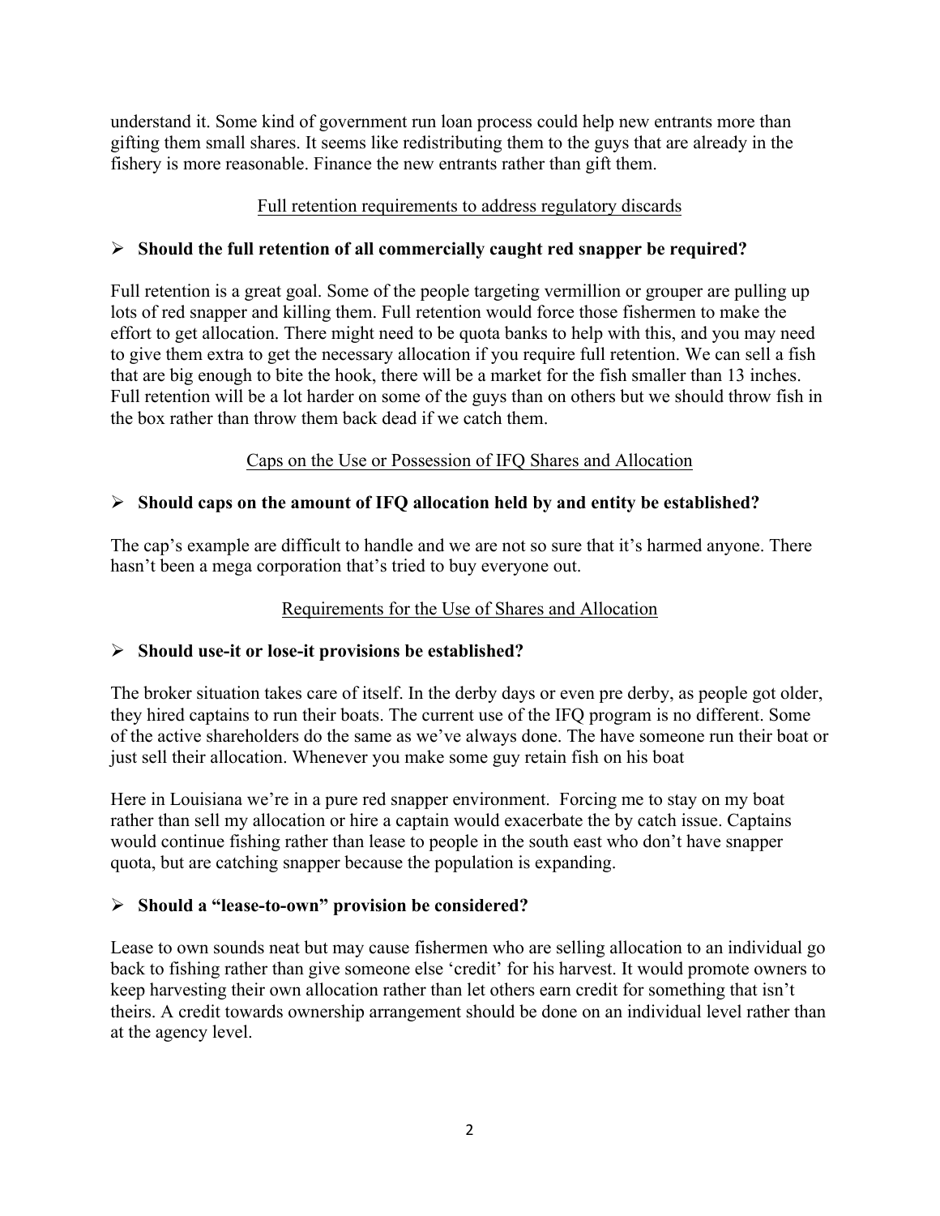understand it. Some kind of government run loan process could help new entrants more than gifting them small shares. It seems like redistributing them to the guys that are already in the fishery is more reasonable. Finance the new entrants rather than gift them.

<u>Full retention requirements to address regulatory discards</u>

- **Should the full retention of all commercially caught red snapper be required?**

Full retention is a great goal. Some of the people targeting vermillion or grouper are pulling up lots of red snapper and killing them. Full retention would force those fishermen to make the effort to get allocation. There might need to be quota banks to help with this, and you may need to give them extra to get the necessary allocation if you require full retention. We can sell a fish that are big enough to bite the hook, there will be a market for the fish smaller than 13 inches. Full retention will be a lot harder on some of the guys than on others but we should throw fish in the box rather than throw them back dead if we catch them.

<u>Caps on the Use or Possession of IFQ Shares and Allocation</u>

- **Should caps on the amount of IFQ allocation held by and entity be established?**

The cap's example are difficult to handle and we are not so sure that it's harmed anyone. There hasn't been a mega corporation that's tried to buy everyone out.

<u>Requirements for the Use of Shares and Allocation</u>

- **Should use-it or lose-it provisions be established?**

The broker situation takes care of itself. In the derby days or even pre derby, as people got older, they hired captains to run their boats. The current use of the IFQ program is no different. Some of the active shareholders do the same as we've always done. The have someone run their boat or just sell their allocation. Whenever you make some guy retain fish on his boat

Here in Louisiana we're in a pure red snapper environment. Forcing me to stay on my boat rather than sell my allocation or hire a captain would exacerbate the by catch issue. Captains would continue fishing rather than lease to people in the south east who don't have snapper quota, but are catching snapper because the population is expanding.

- **Should a "lease-to-own" provision be considered?**

Lease to own sounds neat but may cause fishermen who are selling allocation to an individual go back to fishing rather than give someone else 'credit' for his harvest. It would promote owners to keep harvesting their own allocation rather than let others earn credit for something that isn't theirs. A credit towards ownership arrangement should be done on an individual level rather than at the agency level.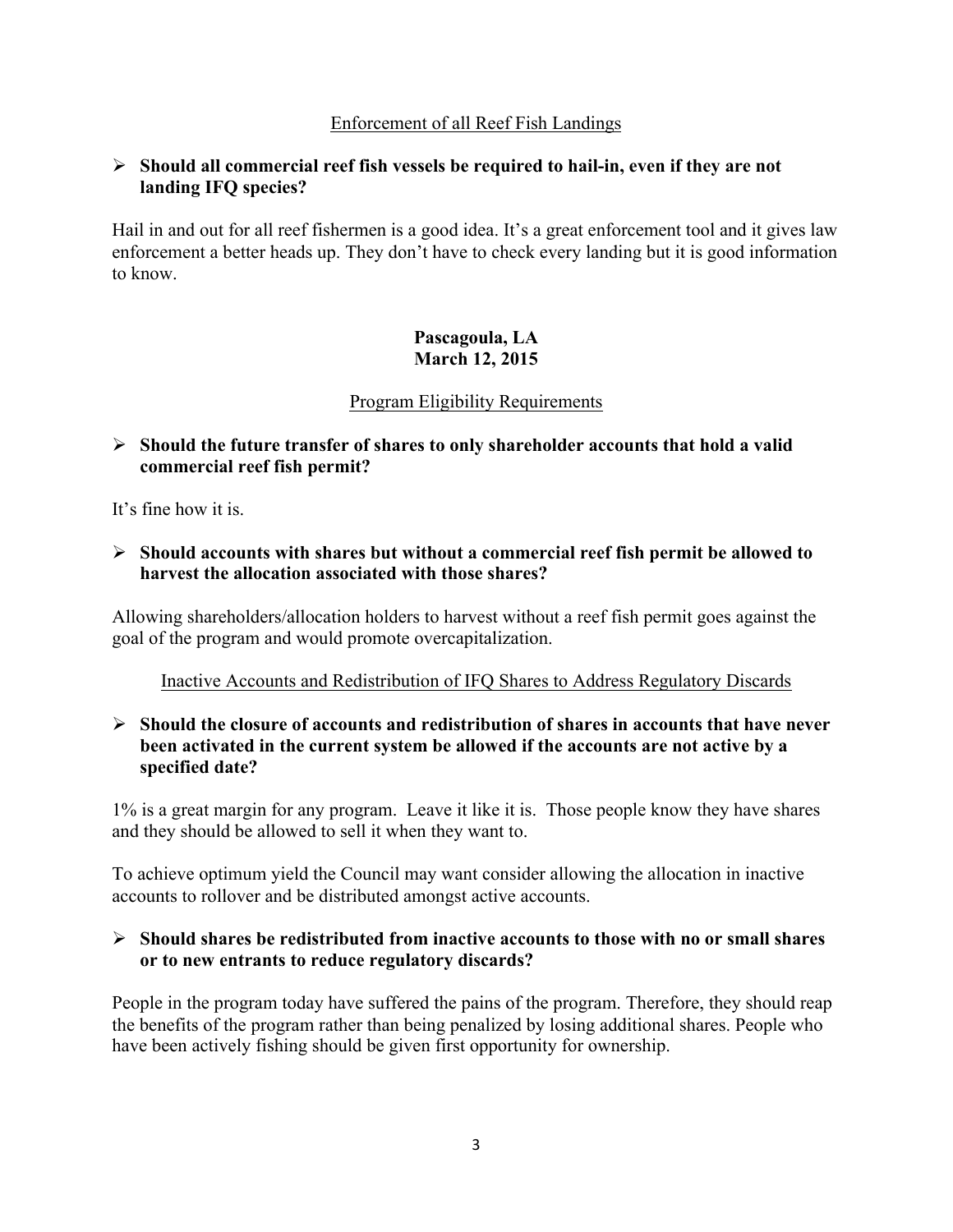Enforcement of all Reef Fish Landings

- **Should all commercial reef fish vessels be required to hail-in, even if they are not landing IFQ species?**

Hail in and out for all reef fishermen is a good idea. It's a great enforcement tool and it gives law enforcement a better heads up. They don't have to check every landing but it is good information to know.

## Pascagoula, LA
## March 12, 2015

Program Eligibility Requirements

- **Should the future transfer of shares to only shareholder accounts that hold a valid commercial reef fish permit?**

It's fine how it is.

- **Should accounts with shares but without a commercial reef fish permit be allowed to harvest the allocation associated with those shares?**

Allowing shareholders/allocation holders to harvest without a reef fish permit goes against the goal of the program and would promote overcapitalization.

Inactive Accounts and Redistribution of IFQ Shares to Address Regulatory Discards

- **Should the closure of accounts and redistribution of shares in accounts that have never been activated in the current system be allowed if the accounts are not active by a specified date?**

1% is a great margin for any program. Leave it like it is. Those people know they have shares and they should be allowed to sell it when they want to.

To achieve optimum yield the Council may want consider allowing the allocation in inactive accounts to rollover and be distributed amongst active accounts.

- **Should shares be redistributed from inactive accounts to those with no or small shares or to new entrants to reduce regulatory discards?**

People in the program today have suffered the pains of the program. Therefore, they should reap the benefits of the program rather than being penalized by losing additional shares. People who have been actively fishing should be given first opportunity for ownership.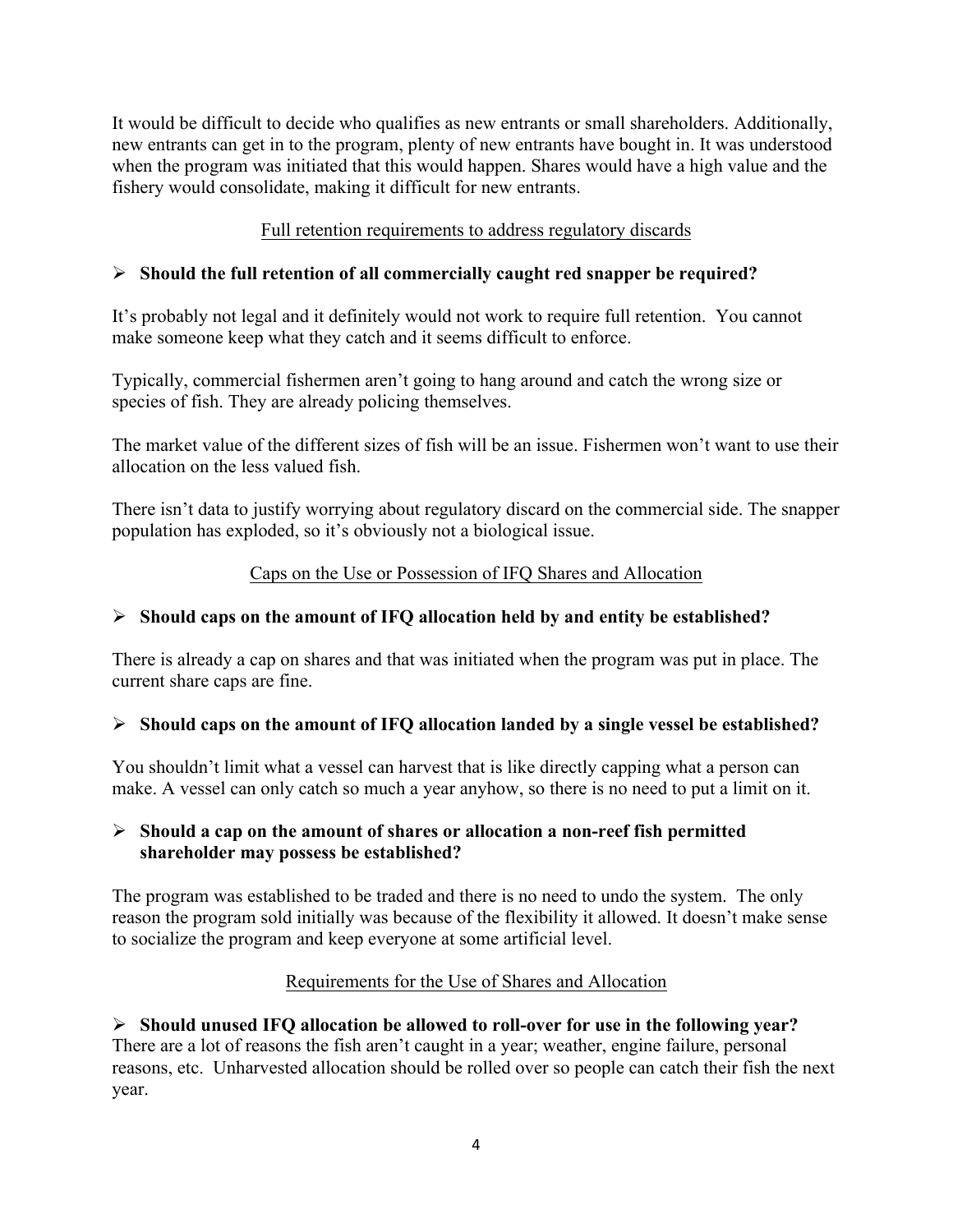It would be difficult to decide who qualifies as new entrants or small shareholders. Additionally, new entrants can get in to the program, plenty of new entrants have bought in. It was understood when the program was initiated that this would happen. Shares would have a high value and the fishery would consolidate, making it difficult for new entrants.

## Full retention requirements to address regulatory discards

- **Should the full retention of all commercially caught red snapper be required?**

It's probably not legal and it definitely would not work to require full retention. You cannot make someone keep what they catch and it seems difficult to enforce.

Typically, commercial fishermen aren't going to hang around and catch the wrong size or species of fish. They are already policing themselves.

The market value of the different sizes of fish will be an issue. Fishermen won't want to use their allocation on the less valued fish.

There isn't data to justify worrying about regulatory discard on the commercial side. The snapper population has exploded, so it's obviously not a biological issue.

## Caps on the Use or Possession of IFQ Shares and Allocation

- **Should caps on the amount of IFQ allocation held by and entity be established?**

There is already a cap on shares and that was initiated when the program was put in place. The current share caps are fine.

- **Should caps on the amount of IFQ allocation landed by a single vessel be established?**

You shouldn't limit what a vessel can harvest that is like directly capping what a person can make. A vessel can only catch so much a year anyhow, so there is no need to put a limit on it.

- **Should a cap on the amount of shares or allocation a non-reef fish permitted shareholder may possess be established?**

The program was established to be traded and there is no need to undo the system. The only reason the program sold initially was because of the flexibility it allowed. It doesn't make sense to socialize the program and keep everyone at some artificial level.

## Requirements for the Use of Shares and Allocation

- **Should unused IFQ allocation be allowed to roll-over for use in the following year?**

There are a lot of reasons the fish aren't caught in a year; weather, engine failure, personal reasons, etc. Unharvested allocation should be rolled over so people can catch their fish the next year.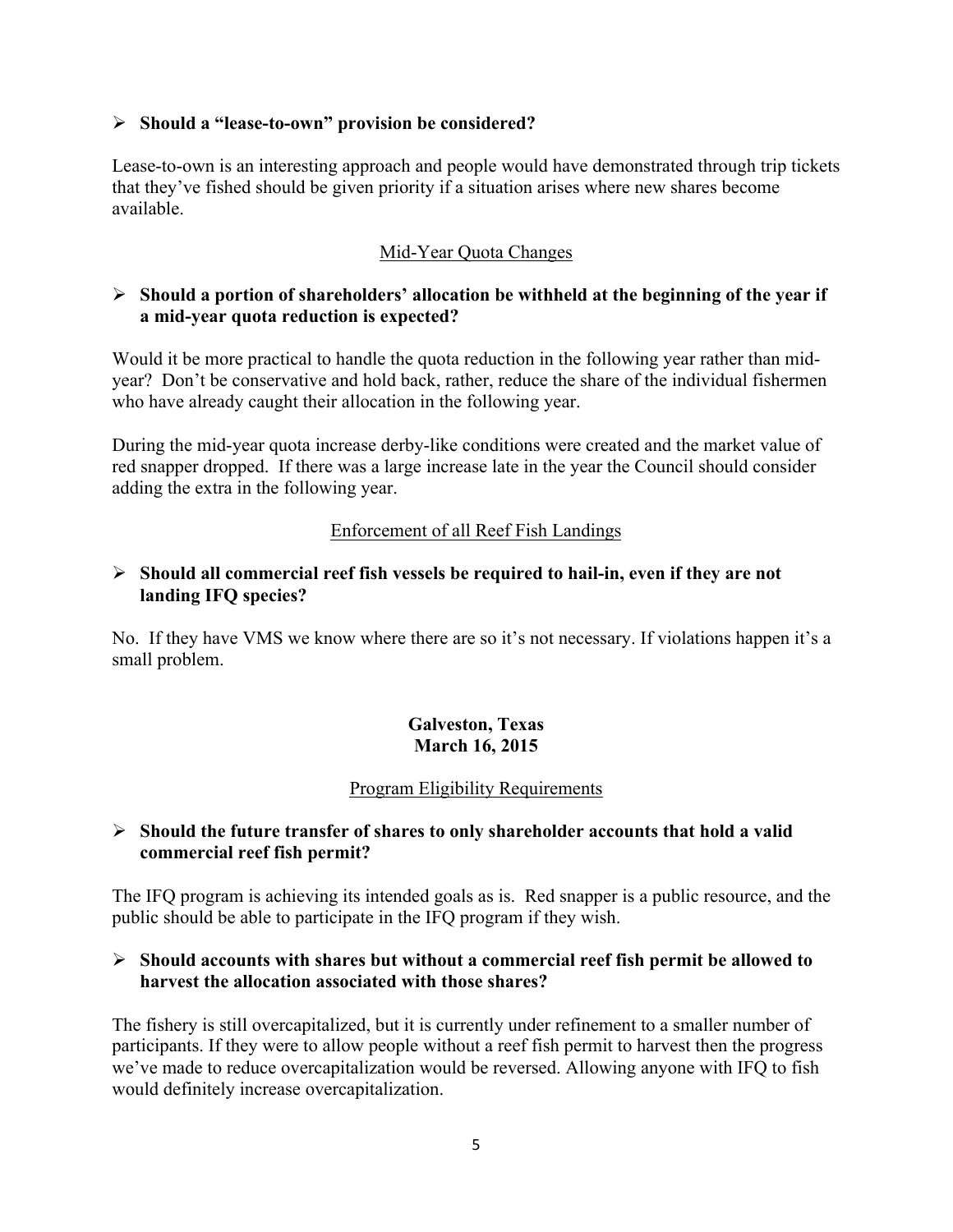- **Should a "lease-to-own" provision be considered?**

Lease-to-own is an interesting approach and people would have demonstrated through trip tickets that they've fished should be given priority if a situation arises where new shares become available.

<u>Mid-Year Quota Changes</u>

- **Should a portion of shareholders' allocation be withheld at the beginning of the year if a mid-year quota reduction is expected?**

Would it be more practical to handle the quota reduction in the following year rather than mid-year? Don't be conservative and hold back, rather, reduce the share of the individual fishermen who have already caught their allocation in the following year.

During the mid-year quota increase derby-like conditions were created and the market value of red snapper dropped. If there was a large increase late in the year the Council should consider adding the extra in the following year.

<u>Enforcement of all Reef Fish Landings</u>

- **Should all commercial reef fish vessels be required to hail-in, even if they are not landing IFQ species?**

No. If they have VMS we know where there are so it's not necessary. If violations happen it's a small problem.

## Galveston, Texas
## March 16, 2015

<u>Program Eligibility Requirements</u>

- **Should the future transfer of shares to only shareholder accounts that hold a valid commercial reef fish permit?**

The IFQ program is achieving its intended goals as is. Red snapper is a public resource, and the public should be able to participate in the IFQ program if they wish.

- **Should accounts with shares but without a commercial reef fish permit be allowed to harvest the allocation associated with those shares?**

The fishery is still overcapitalized, but it is currently under refinement to a smaller number of participants. If they were to allow people without a reef fish permit to harvest then the progress we've made to reduce overcapitalization would be reversed. Allowing anyone with IFQ to fish would definitely increase overcapitalization.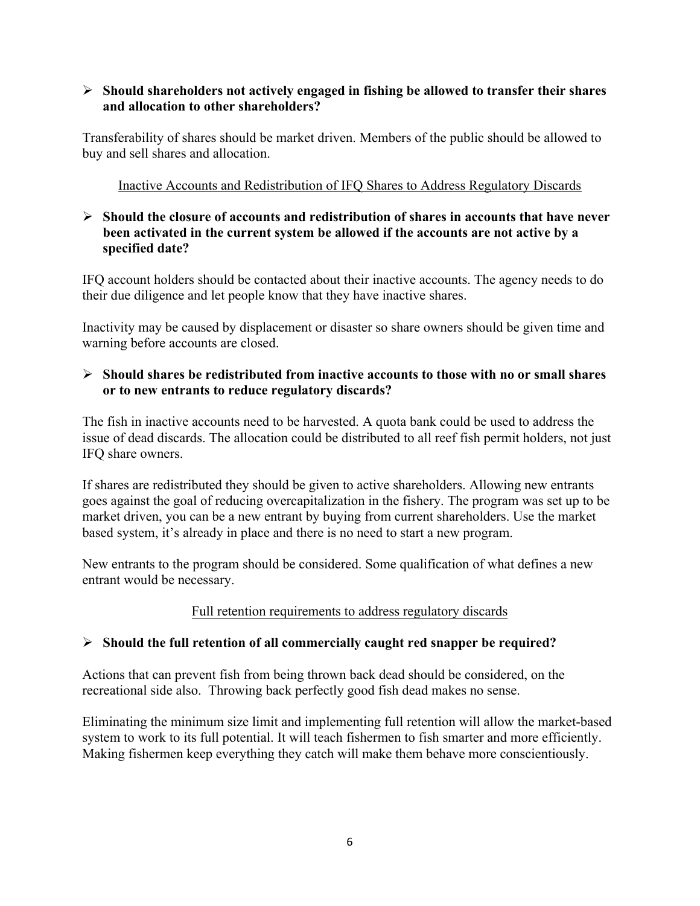- **Should shareholders not actively engaged in fishing be allowed to transfer their shares and allocation to other shareholders?**

Transferability of shares should be market driven. Members of the public should be allowed to buy and sell shares and allocation.

<u>Inactive Accounts and Redistribution of IFQ Shares to Address Regulatory Discards</u>

- **Should the closure of accounts and redistribution of shares in accounts that have never been activated in the current system be allowed if the accounts are not active by a specified date?**

IFQ account holders should be contacted about their inactive accounts. The agency needs to do their due diligence and let people know that they have inactive shares.

Inactivity may be caused by displacement or disaster so share owners should be given time and warning before accounts are closed.

- **Should shares be redistributed from inactive accounts to those with no or small shares or to new entrants to reduce regulatory discards?**

The fish in inactive accounts need to be harvested. A quota bank could be used to address the issue of dead discards. The allocation could be distributed to all reef fish permit holders, not just IFQ share owners.

If shares are redistributed they should be given to active shareholders. Allowing new entrants goes against the goal of reducing overcapitalization in the fishery. The program was set up to be market driven, you can be a new entrant by buying from current shareholders. Use the market based system, it's already in place and there is no need to start a new program.

New entrants to the program should be considered. Some qualification of what defines a new entrant would be necessary.

<u>Full retention requirements to address regulatory discards</u>

- **Should the full retention of all commercially caught red snapper be required?**

Actions that can prevent fish from being thrown back dead should be considered, on the recreational side also. Throwing back perfectly good fish dead makes no sense.

Eliminating the minimum size limit and implementing full retention will allow the market-based system to work to its full potential. It will teach fishermen to fish smarter and more efficiently. Making fishermen keep everything they catch will make them behave more conscientiously.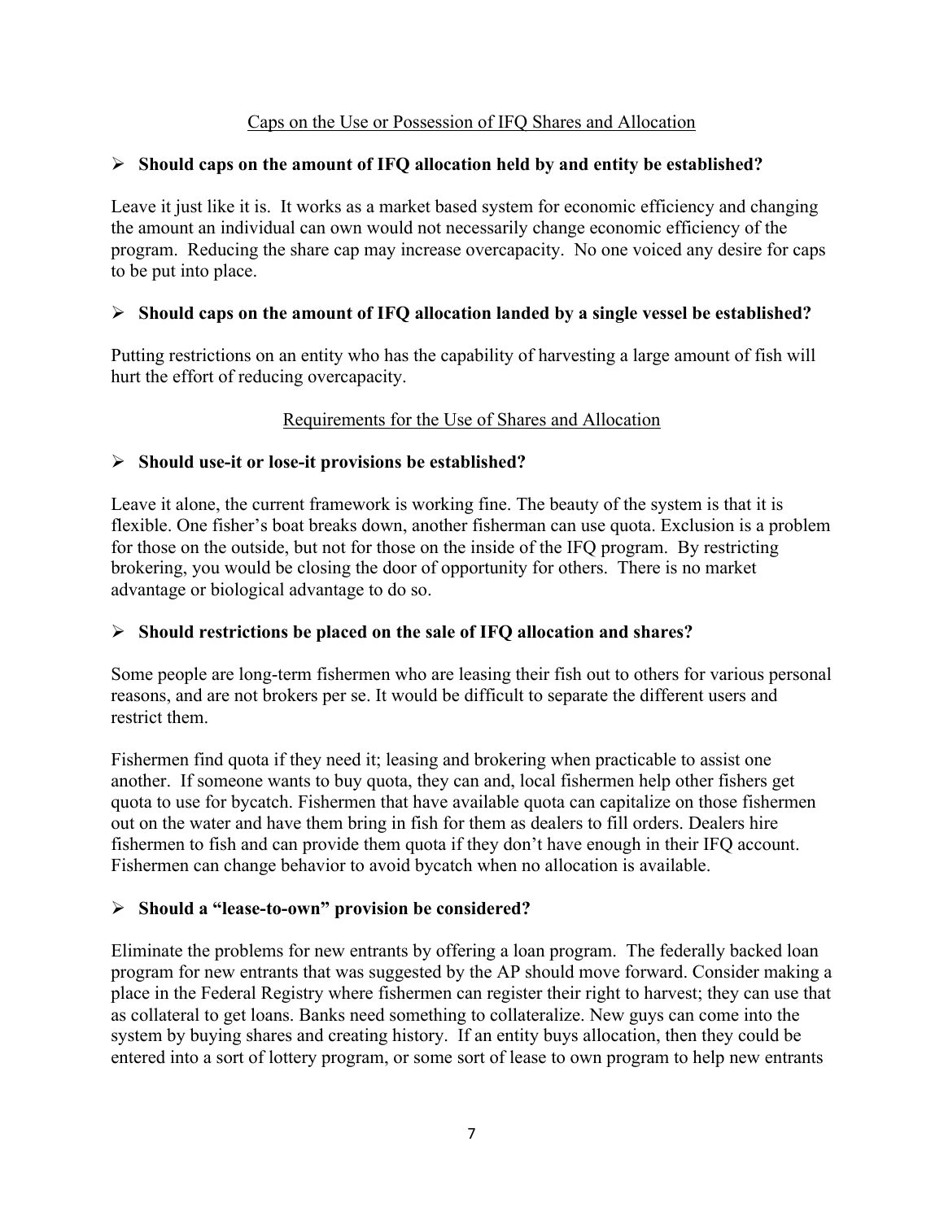## Caps on the Use or Possession of IFQ Shares and Allocation

- **Should caps on the amount of IFQ allocation held by and entity be established?**

Leave it just like it is. It works as a market based system for economic efficiency and changing the amount an individual can own would not necessarily change economic efficiency of the program. Reducing the share cap may increase overcapacity. No one voiced any desire for caps to be put into place.

- **Should caps on the amount of IFQ allocation landed by a single vessel be established?**

Putting restrictions on an entity who has the capability of harvesting a large amount of fish will hurt the effort of reducing overcapacity.

## Requirements for the Use of Shares and Allocation

- **Should use-it or lose-it provisions be established?**

Leave it alone, the current framework is working fine. The beauty of the system is that it is flexible. One fisher's boat breaks down, another fisherman can use quota. Exclusion is a problem for those on the outside, but not for those on the inside of the IFQ program. By restricting brokering, you would be closing the door of opportunity for others. There is no market advantage or biological advantage to do so.

- **Should restrictions be placed on the sale of IFQ allocation and shares?**

Some people are long-term fishermen who are leasing their fish out to others for various personal reasons, and are not brokers per se. It would be difficult to separate the different users and restrict them.

Fishermen find quota if they need it; leasing and brokering when practicable to assist one another. If someone wants to buy quota, they can and, local fishermen help other fishers get quota to use for bycatch. Fishermen that have available quota can capitalize on those fishermen out on the water and have them bring in fish for them as dealers to fill orders. Dealers hire fishermen to fish and can provide them quota if they don't have enough in their IFQ account. Fishermen can change behavior to avoid bycatch when no allocation is available.

- **Should a "lease-to-own" provision be considered?**

Eliminate the problems for new entrants by offering a loan program. The federally backed loan program for new entrants that was suggested by the AP should move forward. Consider making a place in the Federal Registry where fishermen can register their right to harvest; they can use that as collateral to get loans. Banks need something to collateralize. New guys can come into the system by buying shares and creating history. If an entity buys allocation, then they could be entered into a sort of lottery program, or some sort of lease to own program to help new entrants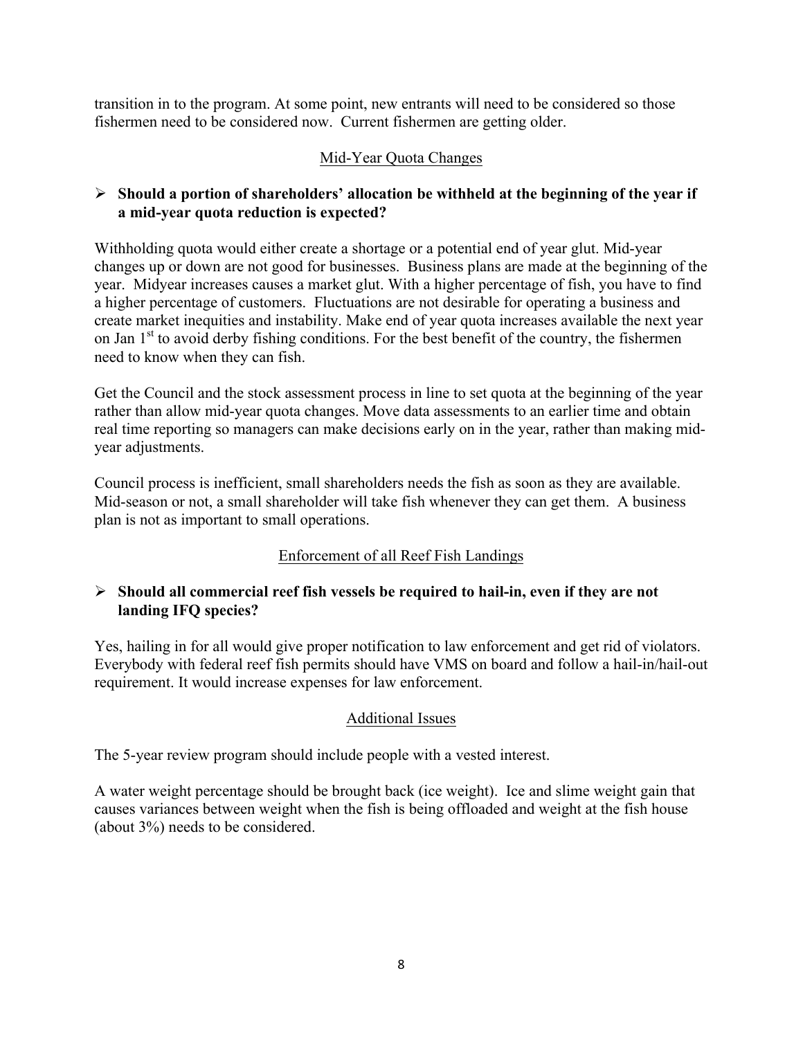transition in to the program. At some point, new entrants will need to be considered so those fishermen need to be considered now. Current fishermen are getting older.

## Mid-Year Quota Changes

- **Should a portion of shareholders' allocation be withheld at the beginning of the year if a mid-year quota reduction is expected?**

Withholding quota would either create a shortage or a potential end of year glut. Mid-year changes up or down are not good for businesses. Business plans are made at the beginning of the year. Midyear increases causes a market glut. With a higher percentage of fish, you have to find a higher percentage of customers. Fluctuations are not desirable for operating a business and create market inequities and instability. Make end of year quota increases available the next year on Jan 1st to avoid derby fishing conditions. For the best benefit of the country, the fishermen need to know when they can fish.

Get the Council and the stock assessment process in line to set quota at the beginning of the year rather than allow mid-year quota changes. Move data assessments to an earlier time and obtain real time reporting so managers can make decisions early on in the year, rather than making mid-year adjustments.

Council process is inefficient, small shareholders needs the fish as soon as they are available. Mid-season or not, a small shareholder will take fish whenever they can get them. A business plan is not as important to small operations.

## Enforcement of all Reef Fish Landings

- **Should all commercial reef fish vessels be required to hail-in, even if they are not landing IFQ species?**

Yes, hailing in for all would give proper notification to law enforcement and get rid of violators. Everybody with federal reef fish permits should have VMS on board and follow a hail-in/hail-out requirement. It would increase expenses for law enforcement.

## Additional Issues

The 5-year review program should include people with a vested interest.

A water weight percentage should be brought back (ice weight). Ice and slime weight gain that causes variances between weight when the fish is being offloaded and weight at the fish house (about 3%) needs to be considered.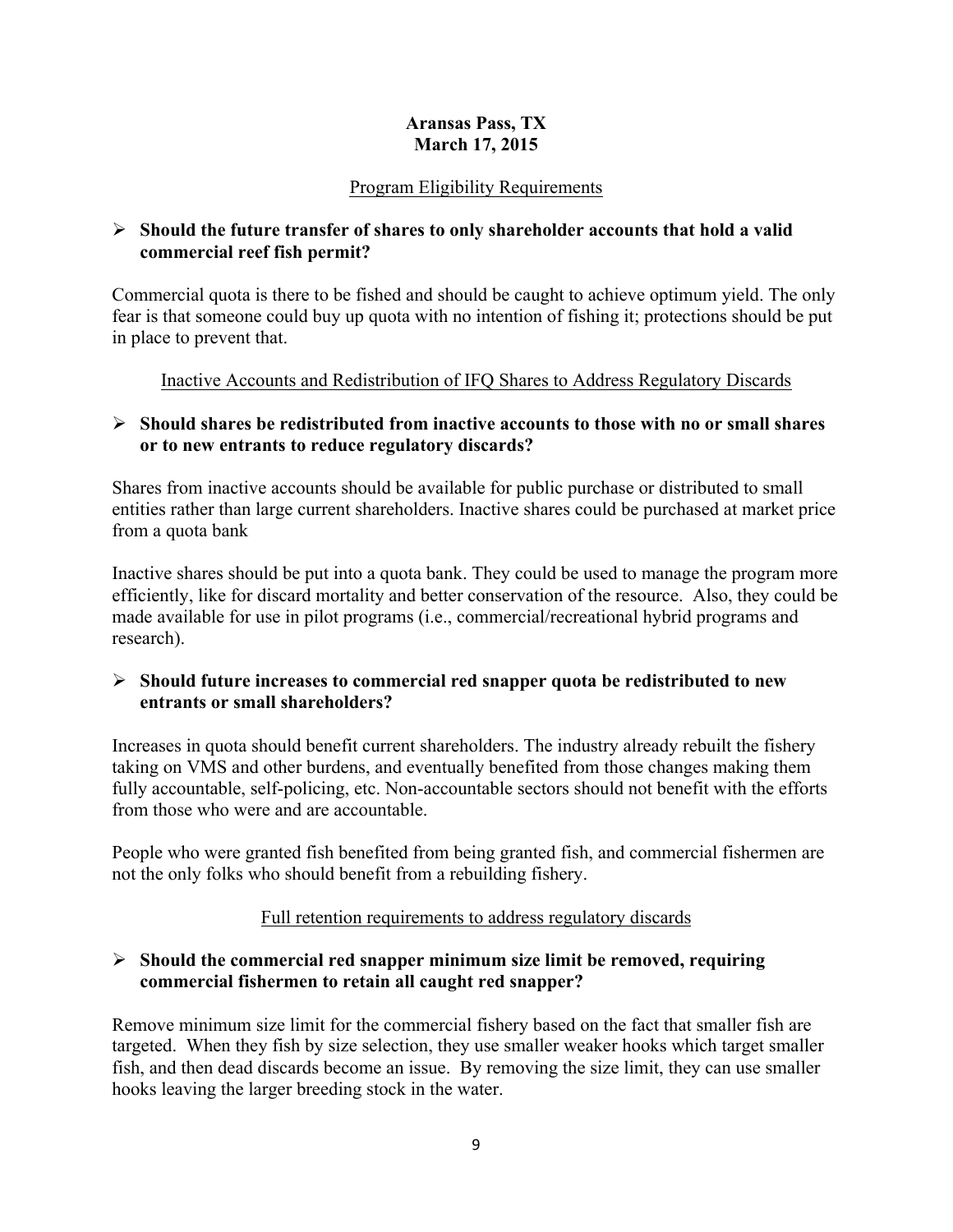**Aransas Pass, TX**
**March 17, 2015**

Program Eligibility Requirements

- **Should the future transfer of shares to only shareholder accounts that hold a valid commercial reef fish permit?**

Commercial quota is there to be fished and should be caught to achieve optimum yield. The only fear is that someone could buy up quota with no intention of fishing it; protections should be put in place to prevent that.

Inactive Accounts and Redistribution of IFQ Shares to Address Regulatory Discards

- **Should shares be redistributed from inactive accounts to those with no or small shares or to new entrants to reduce regulatory discards?**

Shares from inactive accounts should be available for public purchase or distributed to small entities rather than large current shareholders. Inactive shares could be purchased at market price from a quota bank

Inactive shares should be put into a quota bank. They could be used to manage the program more efficiently, like for discard mortality and better conservation of the resource. Also, they could be made available for use in pilot programs (i.e., commercial/recreational hybrid programs and research).

- **Should future increases to commercial red snapper quota be redistributed to new entrants or small shareholders?**

Increases in quota should benefit current shareholders. The industry already rebuilt the fishery taking on VMS and other burdens, and eventually benefited from those changes making them fully accountable, self-policing, etc. Non-accountable sectors should not benefit with the efforts from those who were and are accountable.

People who were granted fish benefited from being granted fish, and commercial fishermen are not the only folks who should benefit from a rebuilding fishery.

Full retention requirements to address regulatory discards

- **Should the commercial red snapper minimum size limit be removed, requiring commercial fishermen to retain all caught red snapper?**

Remove minimum size limit for the commercial fishery based on the fact that smaller fish are targeted. When they fish by size selection, they use smaller weaker hooks which target smaller fish, and then dead discards become an issue. By removing the size limit, they can use smaller hooks leaving the larger breeding stock in the water.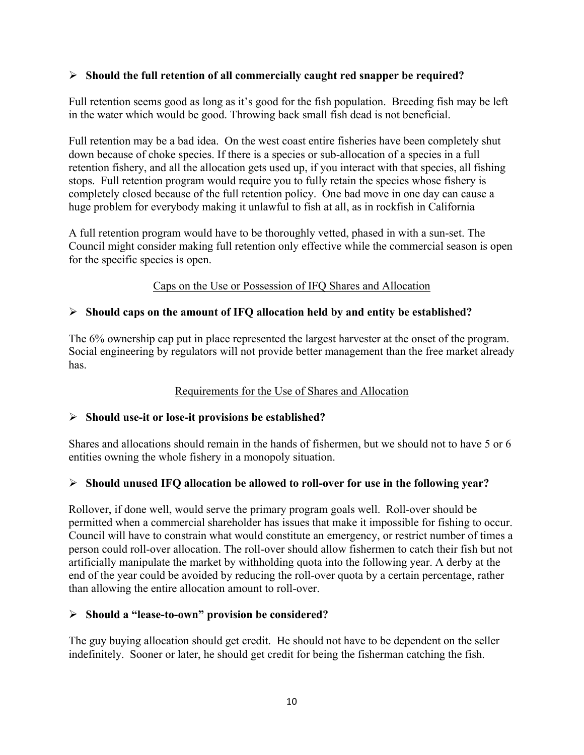- **Should the full retention of all commercially caught red snapper be required?**

Full retention seems good as long as it's good for the fish population. Breeding fish may be left in the water which would be good. Throwing back small fish dead is not beneficial.

Full retention may be a bad idea. On the west coast entire fisheries have been completely shut down because of choke species. If there is a species or sub-allocation of a species in a full retention fishery, and all the allocation gets used up, if you interact with that species, all fishing stops. Full retention program would require you to fully retain the species whose fishery is completely closed because of the full retention policy. One bad move in one day can cause a huge problem for everybody making it unlawful to fish at all, as in rockfish in California

A full retention program would have to be thoroughly vetted, phased in with a sun-set. The Council might consider making full retention only effective while the commercial season is open for the specific species is open.

<u>Caps on the Use or Possession of IFQ Shares and Allocation</u>

- **Should caps on the amount of IFQ allocation held by and entity be established?**

The 6% ownership cap put in place represented the largest harvester at the onset of the program. Social engineering by regulators will not provide better management than the free market already has.

<u>Requirements for the Use of Shares and Allocation</u>

- **Should use-it or lose-it provisions be established?**

Shares and allocations should remain in the hands of fishermen, but we should not to have 5 or 6 entities owning the whole fishery in a monopoly situation.

- **Should unused IFQ allocation be allowed to roll-over for use in the following year?**

Rollover, if done well, would serve the primary program goals well. Roll-over should be permitted when a commercial shareholder has issues that make it impossible for fishing to occur. Council will have to constrain what would constitute an emergency, or restrict number of times a person could roll-over allocation. The roll-over should allow fishermen to catch their fish but not artificially manipulate the market by withholding quota into the following year. A derby at the end of the year could be avoided by reducing the roll-over quota by a certain percentage, rather than allowing the entire allocation amount to roll-over.

- **Should a "lease-to-own" provision be considered?**

The guy buying allocation should get credit. He should not have to be dependent on the seller indefinitely. Sooner or later, he should get credit for being the fisherman catching the fish.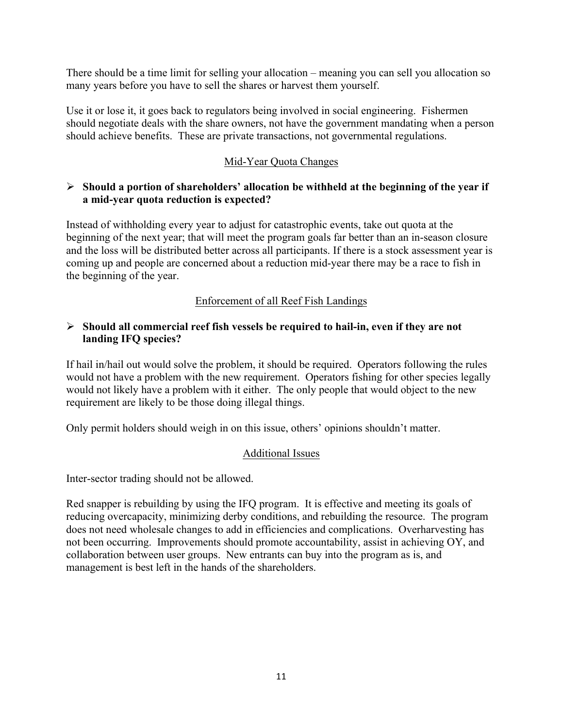There should be a time limit for selling your allocation – meaning you can sell you allocation so many years before you have to sell the shares or harvest them yourself.

Use it or lose it, it goes back to regulators being involved in social engineering. Fishermen should negotiate deals with the share owners, not have the government mandating when a person should achieve benefits. These are private transactions, not governmental regulations.

## Mid-Year Quota Changes

- **Should a portion of shareholders' allocation be withheld at the beginning of the year if a mid-year quota reduction is expected?**

Instead of withholding every year to adjust for catastrophic events, take out quota at the beginning of the next year; that will meet the program goals far better than an in-season closure and the loss will be distributed better across all participants. If there is a stock assessment year is coming up and people are concerned about a reduction mid-year there may be a race to fish in the beginning of the year.

## Enforcement of all Reef Fish Landings

- **Should all commercial reef fish vessels be required to hail-in, even if they are not landing IFQ species?**

If hail in/hail out would solve the problem, it should be required. Operators following the rules would not have a problem with the new requirement. Operators fishing for other species legally would not likely have a problem with it either. The only people that would object to the new requirement are likely to be those doing illegal things.

Only permit holders should weigh in on this issue, others' opinions shouldn't matter.

## Additional Issues

Inter-sector trading should not be allowed.

Red snapper is rebuilding by using the IFQ program. It is effective and meeting its goals of reducing overcapacity, minimizing derby conditions, and rebuilding the resource. The program does not need wholesale changes to add in efficiencies and complications. Overharvesting has not been occurring. Improvements should promote accountability, assist in achieving OY, and collaboration between user groups. New entrants can buy into the program as is, and management is best left in the hands of the shareholders.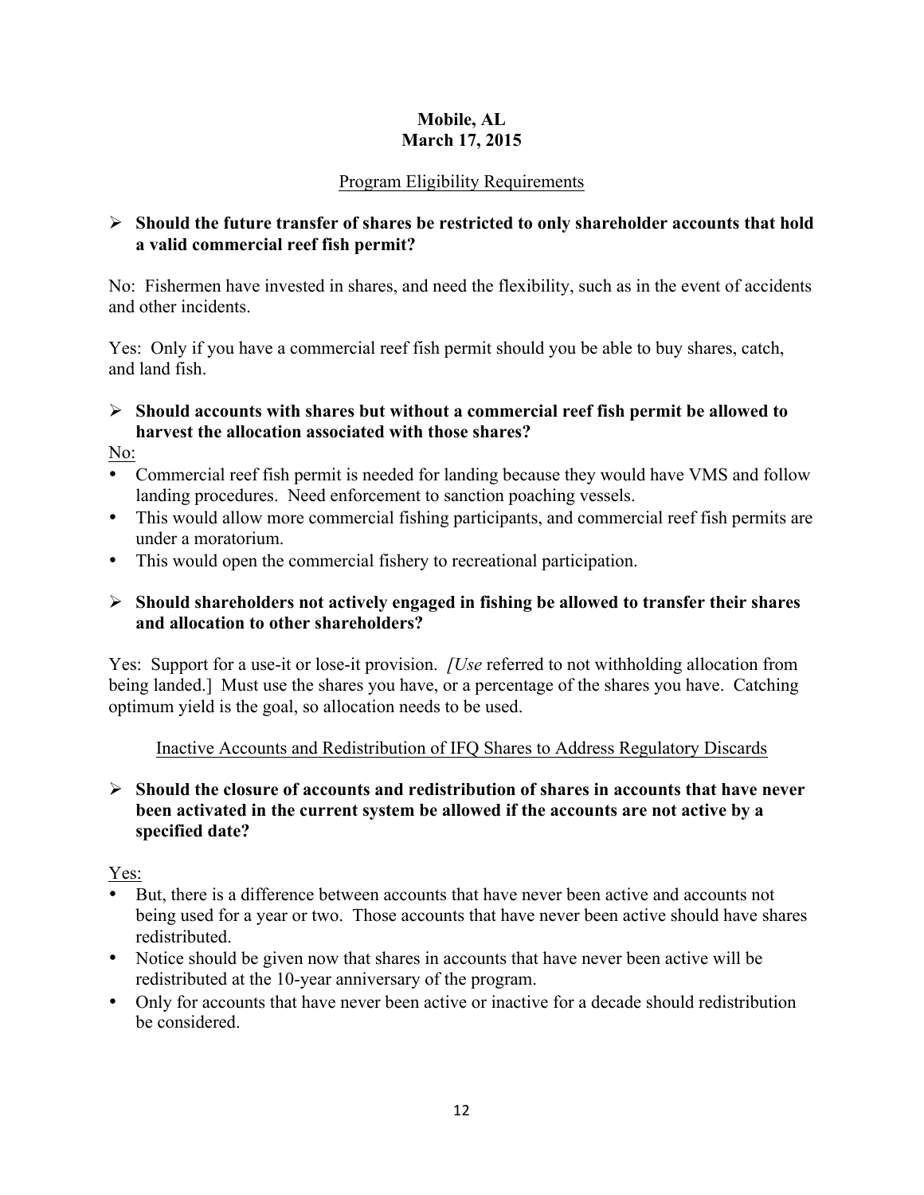**Mobile, AL**
**March 17, 2015**

Program Eligibility Requirements

- **Should the future transfer of shares be restricted to only shareholder accounts that hold a valid commercial reef fish permit?**

No: Fishermen have invested in shares, and need the flexibility, such as in the event of accidents and other incidents.

Yes: Only if you have a commercial reef fish permit should you be able to buy shares, catch, and land fish.

- **Should accounts with shares but without a commercial reef fish permit be allowed to harvest the allocation associated with those shares?**

No:

- Commercial reef fish permit is needed for landing because they would have VMS and follow landing procedures. Need enforcement to sanction poaching vessels.
- This would allow more commercial fishing participants, and commercial reef fish permits are under a moratorium.
- This would open the commercial fishery to recreational participation.

- **Should shareholders not actively engaged in fishing be allowed to transfer their shares and allocation to other shareholders?**

Yes: Support for a use-it or lose-it provision. [*Use* referred to not withholding allocation from being landed.] Must use the shares you have, or a percentage of the shares you have. Catching optimum yield is the goal, so allocation needs to be used.

Inactive Accounts and Redistribution of IFQ Shares to Address Regulatory Discards

- **Should the closure of accounts and redistribution of shares in accounts that have never been activated in the current system be allowed if the accounts are not active by a specified date?**

Yes:

- But, there is a difference between accounts that have never been active and accounts not being used for a year or two. Those accounts that have never been active should have shares redistributed.
- Notice should be given now that shares in accounts that have never been active will be redistributed at the 10-year anniversary of the program.
- Only for accounts that have never been active or inactive for a decade should redistribution be considered.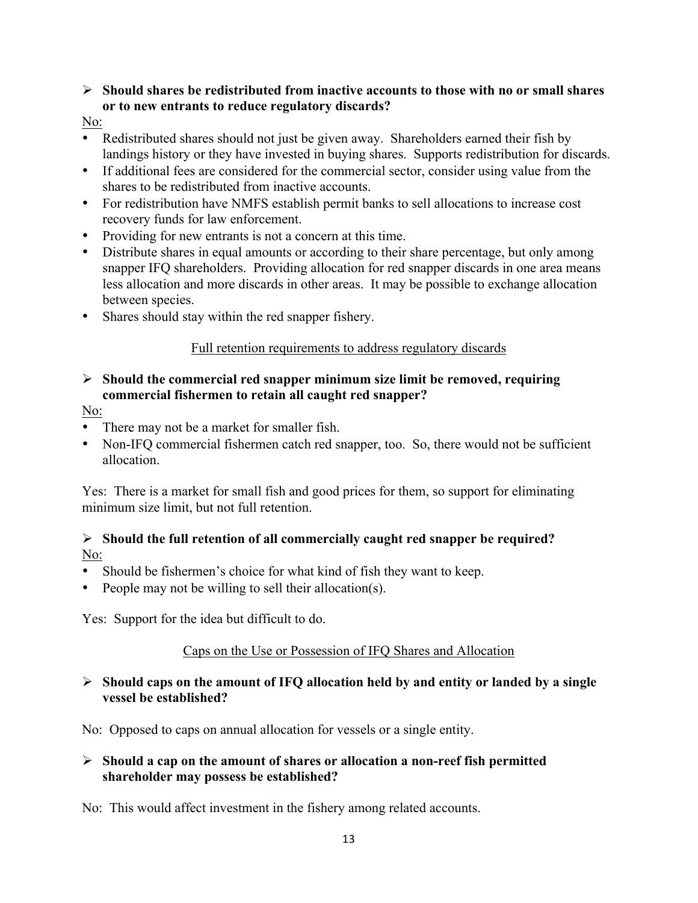- **Should shares be redistributed from inactive accounts to those with no or small shares or to new entrants to reduce regulatory discards?**

No:

- Redistributed shares should not just be given away. Shareholders earned their fish by landings history or they have invested in buying shares. Supports redistribution for discards.
- If additional fees are considered for the commercial sector, consider using value from the shares to be redistributed from inactive accounts.
- For redistribution have NMFS establish permit banks to sell allocations to increase cost recovery funds for law enforcement.
- Providing for new entrants is not a concern at this time.
- Distribute shares in equal amounts or according to their share percentage, but only among snapper IFQ shareholders. Providing allocation for red snapper discards in one area means less allocation and more discards in other areas. It may be possible to exchange allocation between species.
- Shares should stay within the red snapper fishery.

<u>Full retention requirements to address regulatory discards</u>

- **Should the commercial red snapper minimum size limit be removed, requiring commercial fishermen to retain all caught red snapper?**

No:

- There may not be a market for smaller fish.
- Non-IFQ commercial fishermen catch red snapper, too. So, there would not be sufficient allocation.

Yes: There is a market for small fish and good prices for them, so support for eliminating minimum size limit, but not full retention.

- **Should the full retention of all commercially caught red snapper be required?**

No:

- Should be fishermen's choice for what kind of fish they want to keep.
- People may not be willing to sell their allocation(s).

Yes: Support for the idea but difficult to do.

<u>Caps on the Use or Possession of IFQ Shares and Allocation</u>

- **Should caps on the amount of IFQ allocation held by and entity or landed by a single vessel be established?**

No: Opposed to caps on annual allocation for vessels or a single entity.

- **Should a cap on the amount of shares or allocation a non-reef fish permitted shareholder may possess be established?**

No: This would affect investment in the fishery among related accounts.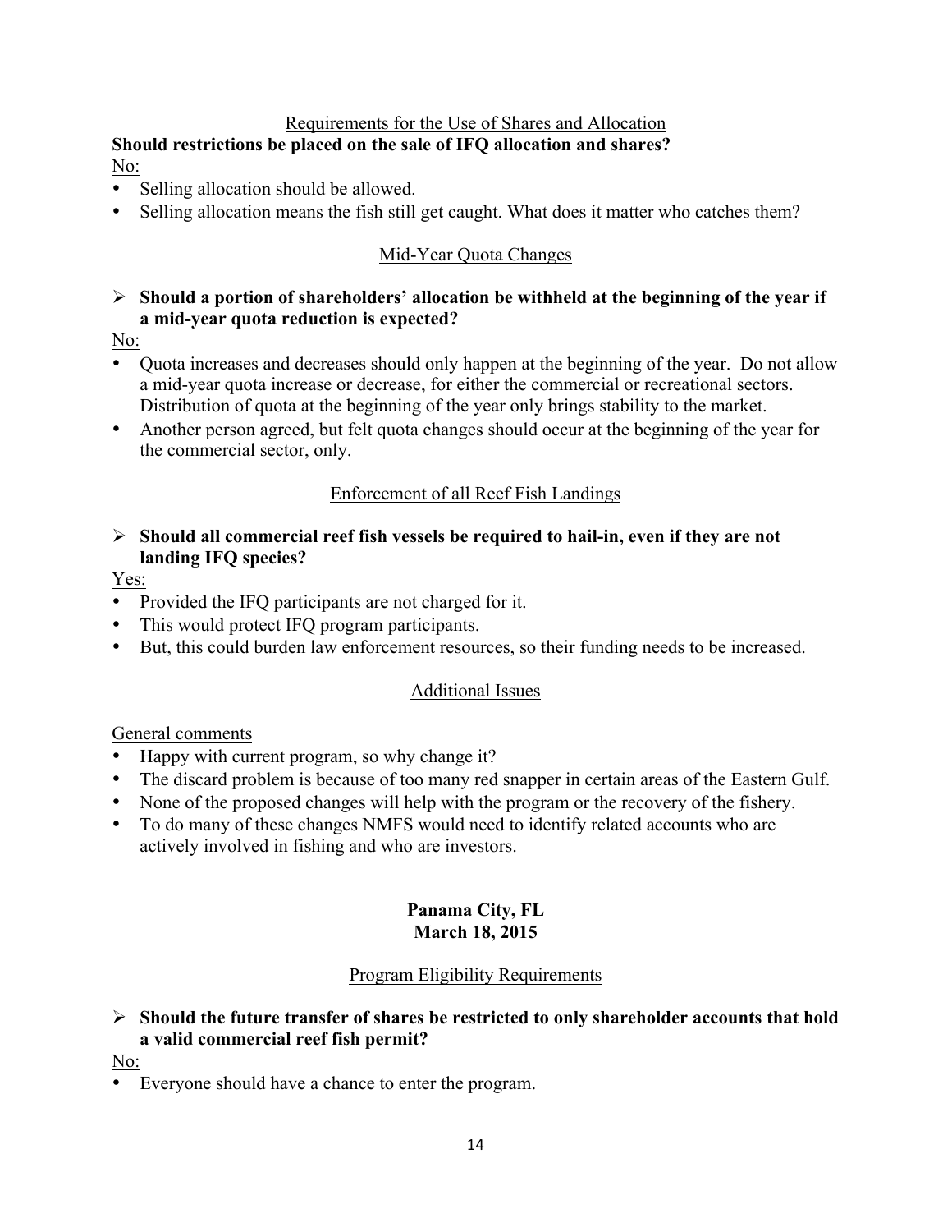Requirements for the Use of Shares and Allocation

**Should restrictions be placed on the sale of IFQ allocation and shares?**

No:

- Selling allocation should be allowed.
- Selling allocation means the fish still get caught. What does it matter who catches them?

Mid-Year Quota Changes

- **Should a portion of shareholders' allocation be withheld at the beginning of the year if a mid-year quota reduction is expected?**

No:

- Quota increases and decreases should only happen at the beginning of the year. Do not allow a mid-year quota increase or decrease, for either the commercial or recreational sectors. Distribution of quota at the beginning of the year only brings stability to the market.
- Another person agreed, but felt quota changes should occur at the beginning of the year for the commercial sector, only.

Enforcement of all Reef Fish Landings

- **Should all commercial reef fish vessels be required to hail-in, even if they are not landing IFQ species?**

Yes:

- Provided the IFQ participants are not charged for it.
- This would protect IFQ program participants.
- But, this could burden law enforcement resources, so their funding needs to be increased.

Additional Issues

General comments

- Happy with current program, so why change it?
- The discard problem is because of too many red snapper in certain areas of the Eastern Gulf.
- None of the proposed changes will help with the program or the recovery of the fishery.
- To do many of these changes NMFS would need to identify related accounts who are actively involved in fishing and who are investors.

## Panama City, FL
## March 18, 2015

Program Eligibility Requirements

- **Should the future transfer of shares be restricted to only shareholder accounts that hold a valid commercial reef fish permit?**

No:

- Everyone should have a chance to enter the program.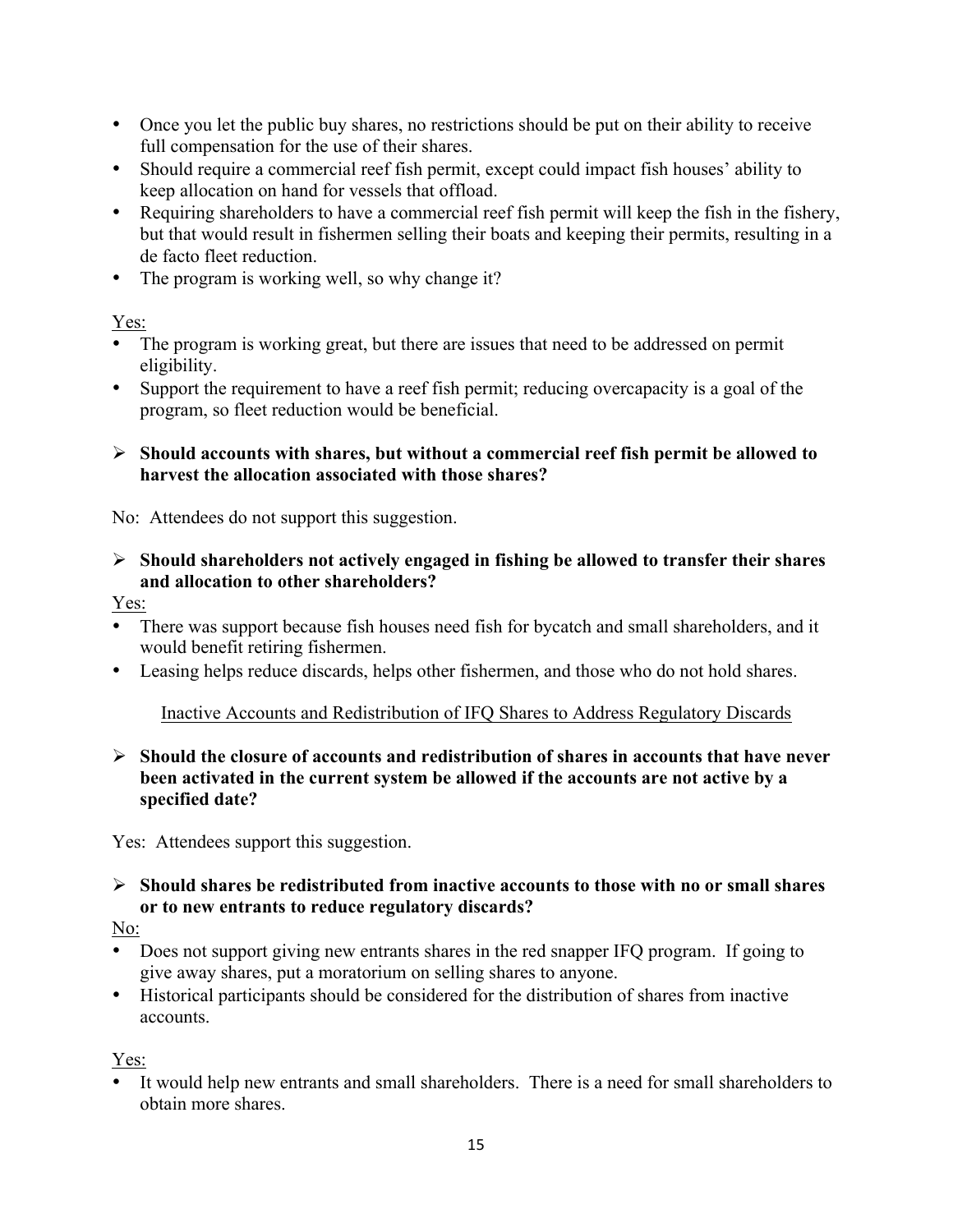- Once you let the public buy shares, no restrictions should be put on their ability to receive full compensation for the use of their shares.
- Should require a commercial reef fish permit, except could impact fish houses' ability to keep allocation on hand for vessels that offload.
- Requiring shareholders to have a commercial reef fish permit will keep the fish in the fishery, but that would result in fishermen selling their boats and keeping their permits, resulting in a de facto fleet reduction.
- The program is working well, so why change it?

Yes:

- The program is working great, but there are issues that need to be addressed on permit eligibility.
- Support the requirement to have a reef fish permit; reducing overcapacity is a goal of the program, so fleet reduction would be beneficial.

➢ **Should accounts with shares, but without a commercial reef fish permit be allowed to harvest the allocation associated with those shares?**

No: Attendees do not support this suggestion.

➢ **Should shareholders not actively engaged in fishing be allowed to transfer their shares and allocation to other shareholders?**

Yes:

- There was support because fish houses need fish for bycatch and small shareholders, and it would benefit retiring fishermen.
- Leasing helps reduce discards, helps other fishermen, and those who do not hold shares.

Inactive Accounts and Redistribution of IFQ Shares to Address Regulatory Discards

➢ **Should the closure of accounts and redistribution of shares in accounts that have never been activated in the current system be allowed if the accounts are not active by a specified date?**

Yes: Attendees support this suggestion.

➢ **Should shares be redistributed from inactive accounts to those with no or small shares or to new entrants to reduce regulatory discards?**

No:

- Does not support giving new entrants shares in the red snapper IFQ program. If going to give away shares, put a moratorium on selling shares to anyone.
- Historical participants should be considered for the distribution of shares from inactive accounts.

Yes:

- It would help new entrants and small shareholders. There is a need for small shareholders to obtain more shares.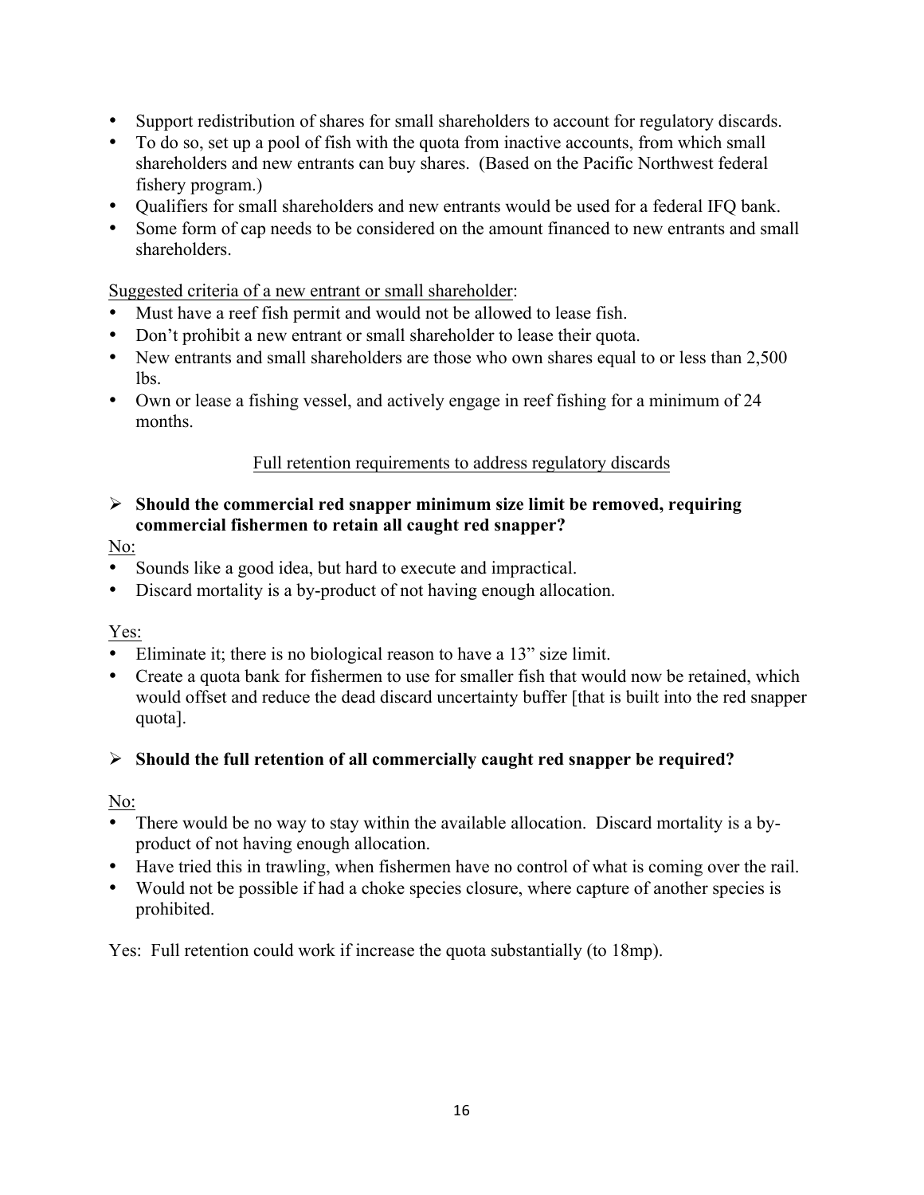- Support redistribution of shares for small shareholders to account for regulatory discards.
- To do so, set up a pool of fish with the quota from inactive accounts, from which small shareholders and new entrants can buy shares. (Based on the Pacific Northwest federal fishery program.)
- Qualifiers for small shareholders and new entrants would be used for a federal IFQ bank.
- Some form of cap needs to be considered on the amount financed to new entrants and small shareholders.

<u>Suggested criteria of a new entrant or small shareholder</u>:

- Must have a reef fish permit and would not be allowed to lease fish.
- Don't prohibit a new entrant or small shareholder to lease their quota.
- New entrants and small shareholders are those who own shares equal to or less than 2,500 lbs.
- Own or lease a fishing vessel, and actively engage in reef fishing for a minimum of 24 months.

<u>Full retention requirements to address regulatory discards</u>

- **Should the commercial red snapper minimum size limit be removed, requiring commercial fishermen to retain all caught red snapper?**

<u>No:</u>

- Sounds like a good idea, but hard to execute and impractical.
- Discard mortality is a by-product of not having enough allocation.

<u>Yes:</u>

- Eliminate it; there is no biological reason to have a 13" size limit.
- Create a quota bank for fishermen to use for smaller fish that would now be retained, which would offset and reduce the dead discard uncertainty buffer [that is built into the red snapper quota].

- **Should the full retention of all commercially caught red snapper be required?**

<u>No:</u>

- There would be no way to stay within the available allocation. Discard mortality is a by-product of not having enough allocation.
- Have tried this in trawling, when fishermen have no control of what is coming over the rail.
- Would not be possible if had a choke species closure, where capture of another species is prohibited.

Yes: Full retention could work if increase the quota substantially (to 18mp).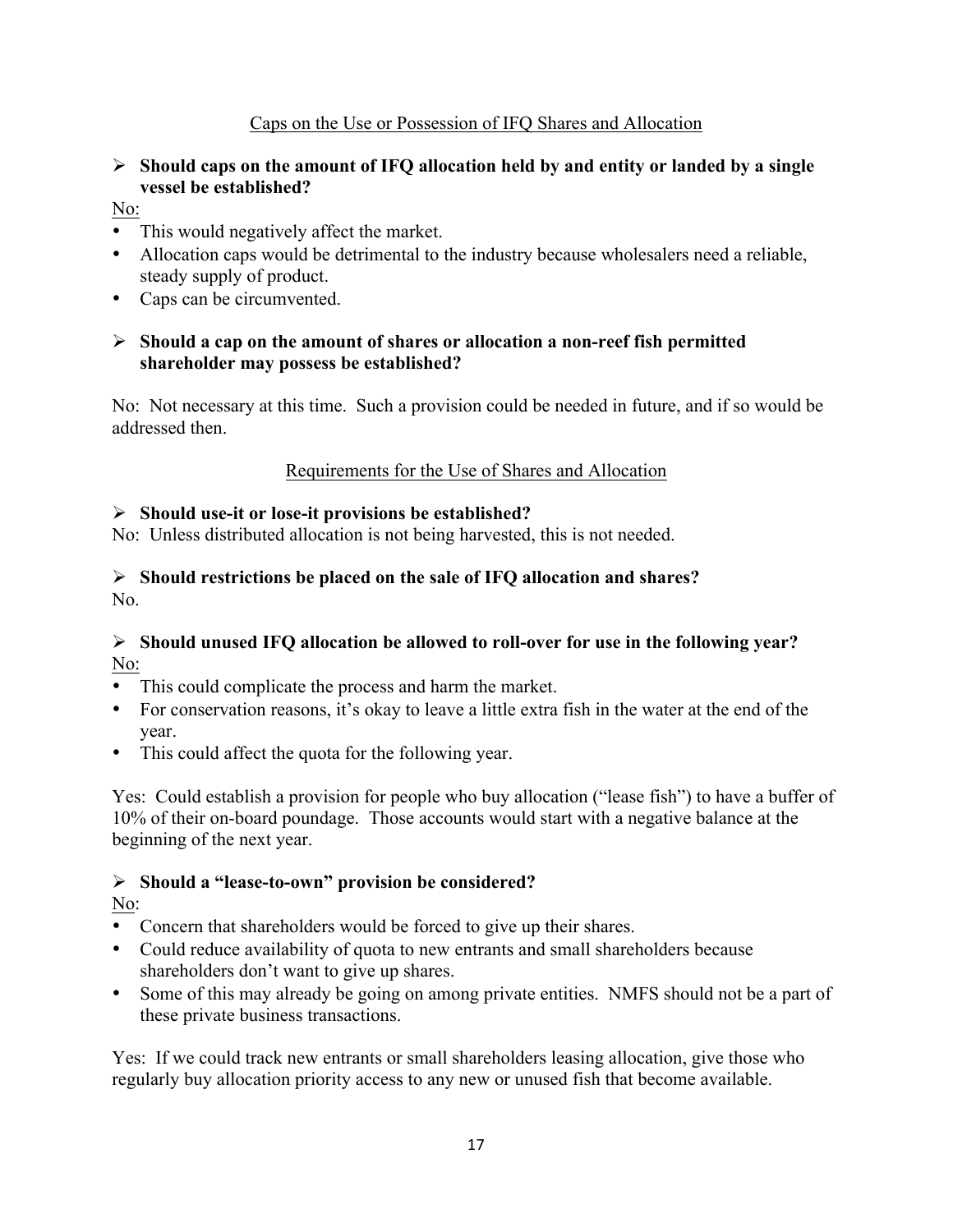## Caps on the Use or Possession of IFQ Shares and Allocation

➢ **Should caps on the amount of IFQ allocation held by and entity or landed by a single vessel be established?**

No:

- This would negatively affect the market.
- Allocation caps would be detrimental to the industry because wholesalers need a reliable, steady supply of product.
- Caps can be circumvented.

➢ **Should a cap on the amount of shares or allocation a non-reef fish permitted shareholder may possess be established?**

No: Not necessary at this time. Such a provision could be needed in future, and if so would be addressed then.

## Requirements for the Use of Shares and Allocation

➢ **Should use-it or lose-it provisions be established?**

No: Unless distributed allocation is not being harvested, this is not needed.

➢ **Should restrictions be placed on the sale of IFQ allocation and shares?**

No.

➢ **Should unused IFQ allocation be allowed to roll-over for use in the following year?**

No:

- This could complicate the process and harm the market.
- For conservation reasons, it's okay to leave a little extra fish in the water at the end of the year.
- This could affect the quota for the following year.

Yes: Could establish a provision for people who buy allocation ("lease fish") to have a buffer of 10% of their on-board poundage. Those accounts would start with a negative balance at the beginning of the next year.

➢ **Should a "lease-to-own" provision be considered?**

No:

- Concern that shareholders would be forced to give up their shares.
- Could reduce availability of quota to new entrants and small shareholders because shareholders don't want to give up shares.
- Some of this may already be going on among private entities. NMFS should not be a part of these private business transactions.

Yes: If we could track new entrants or small shareholders leasing allocation, give those who regularly buy allocation priority access to any new or unused fish that become available.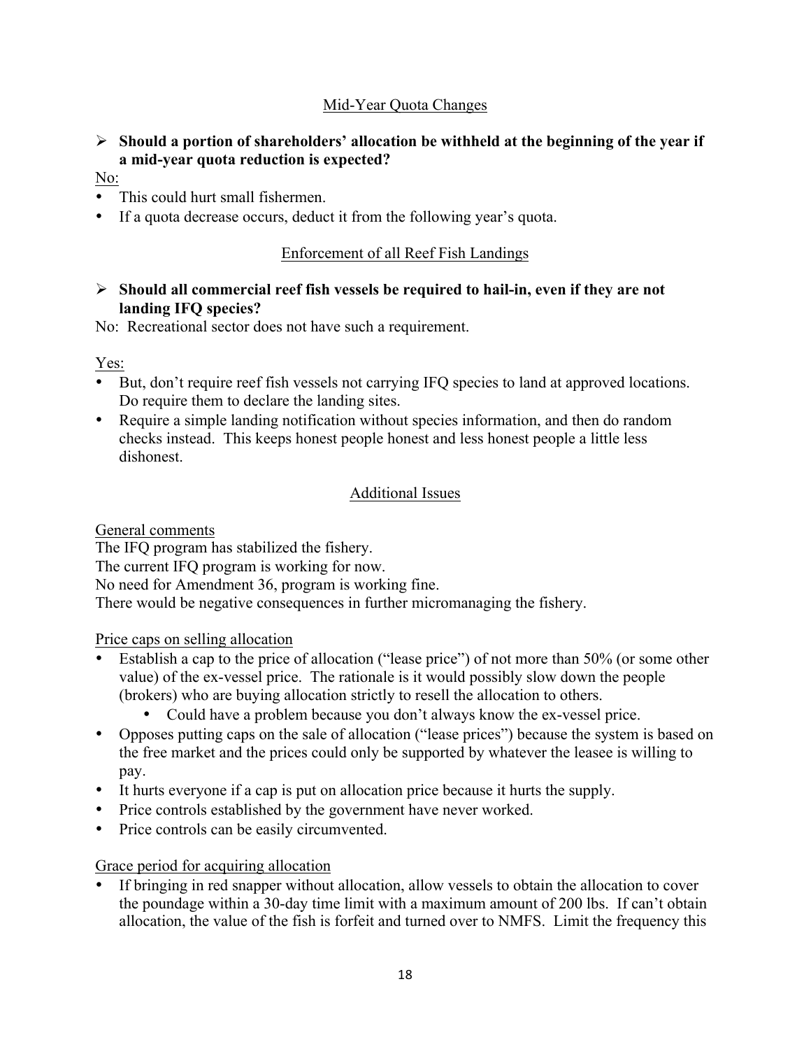## Mid-Year Quota Changes

- **Should a portion of shareholders' allocation be withheld at the beginning of the year if a mid-year quota reduction is expected?**

No:

- This could hurt small fishermen.
- If a quota decrease occurs, deduct it from the following year's quota.

## Enforcement of all Reef Fish Landings

- **Should all commercial reef fish vessels be required to hail-in, even if they are not landing IFQ species?**

No: Recreational sector does not have such a requirement.

Yes:

- But, don't require reef fish vessels not carrying IFQ species to land at approved locations. Do require them to declare the landing sites.
- Require a simple landing notification without species information, and then do random checks instead. This keeps honest people honest and less honest people a little less dishonest.

## Additional Issues

General comments

The IFQ program has stabilized the fishery.

The current IFQ program is working for now.

No need for Amendment 36, program is working fine.

There would be negative consequences in further micromanaging the fishery.

Price caps on selling allocation

- Establish a cap to the price of allocation ("lease price") of not more than 50% (or some other value) of the ex-vessel price. The rationale is it would possibly slow down the people (brokers) who are buying allocation strictly to resell the allocation to others.
  - Could have a problem because you don't always know the ex-vessel price.
- Opposes putting caps on the sale of allocation ("lease prices") because the system is based on the free market and the prices could only be supported by whatever the leasee is willing to pay.
- It hurts everyone if a cap is put on allocation price because it hurts the supply.
- Price controls established by the government have never worked.
- Price controls can be easily circumvented.

Grace period for acquiring allocation

- If bringing in red snapper without allocation, allow vessels to obtain the allocation to cover the poundage within a 30-day time limit with a maximum amount of 200 lbs. If can't obtain allocation, the value of the fish is forfeit and turned over to NMFS. Limit the frequency this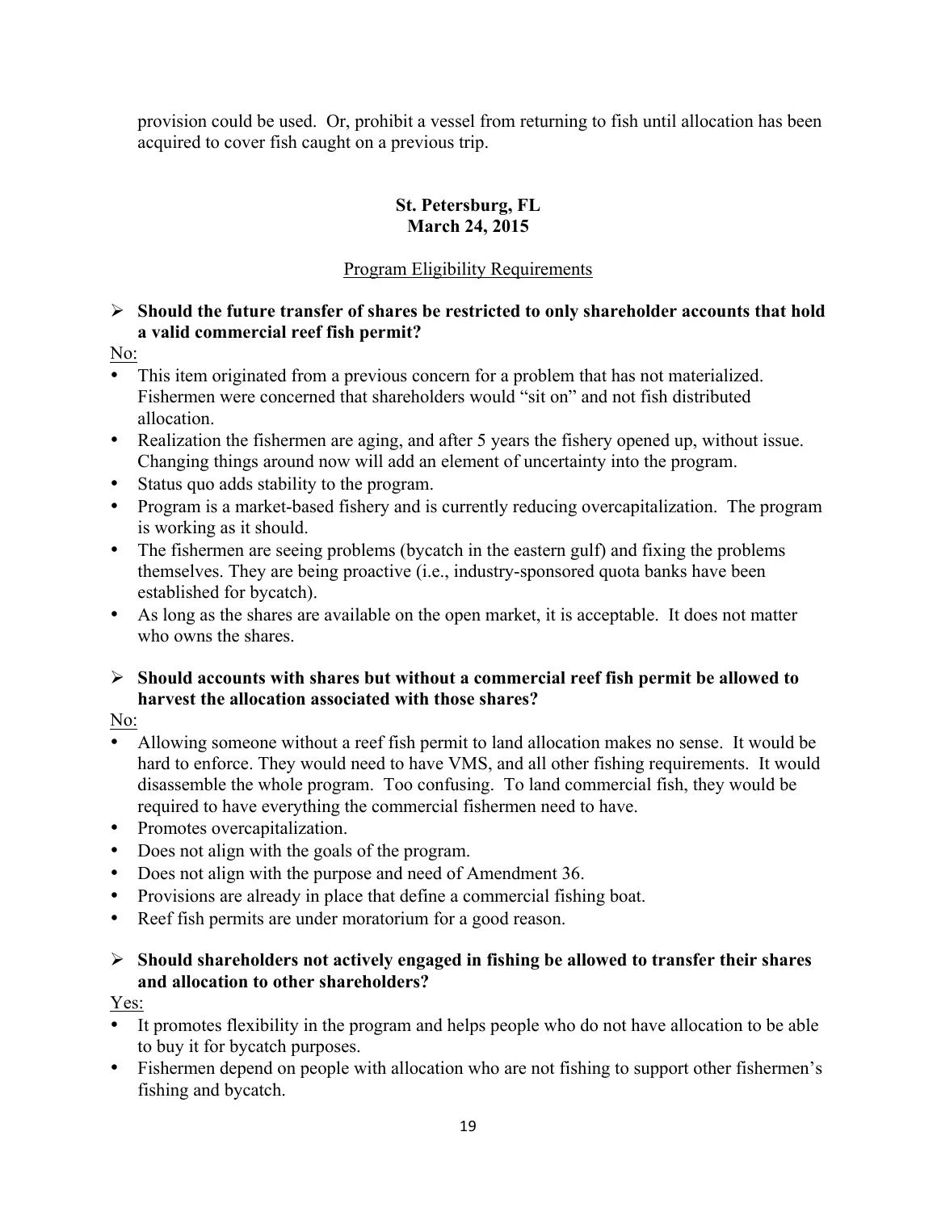provision could be used. Or, prohibit a vessel from returning to fish until allocation has been acquired to cover fish caught on a previous trip.

## St. Petersburg, FL
## March 24, 2015

### Program Eligibility Requirements

- **Should the future transfer of shares be restricted to only shareholder accounts that hold a valid commercial reef fish permit?**

No:

- This item originated from a previous concern for a problem that has not materialized. Fishermen were concerned that shareholders would "sit on" and not fish distributed allocation.
- Realization the fishermen are aging, and after 5 years the fishery opened up, without issue. Changing things around now will add an element of uncertainty into the program.
- Status quo adds stability to the program.
- Program is a market-based fishery and is currently reducing overcapitalization. The program is working as it should.
- The fishermen are seeing problems (bycatch in the eastern gulf) and fixing the problems themselves. They are being proactive (i.e., industry-sponsored quota banks have been established for bycatch).
- As long as the shares are available on the open market, it is acceptable. It does not matter who owns the shares.

- **Should accounts with shares but without a commercial reef fish permit be allowed to harvest the allocation associated with those shares?**

No:

- Allowing someone without a reef fish permit to land allocation makes no sense. It would be hard to enforce. They would need to have VMS, and all other fishing requirements. It would disassemble the whole program. Too confusing. To land commercial fish, they would be required to have everything the commercial fishermen need to have.
- Promotes overcapitalization.
- Does not align with the goals of the program.
- Does not align with the purpose and need of Amendment 36.
- Provisions are already in place that define a commercial fishing boat.
- Reef fish permits are under moratorium for a good reason.

- **Should shareholders not actively engaged in fishing be allowed to transfer their shares and allocation to other shareholders?**

Yes:

- It promotes flexibility in the program and helps people who do not have allocation to be able to buy it for bycatch purposes.
- Fishermen depend on people with allocation who are not fishing to support other fishermen's fishing and bycatch.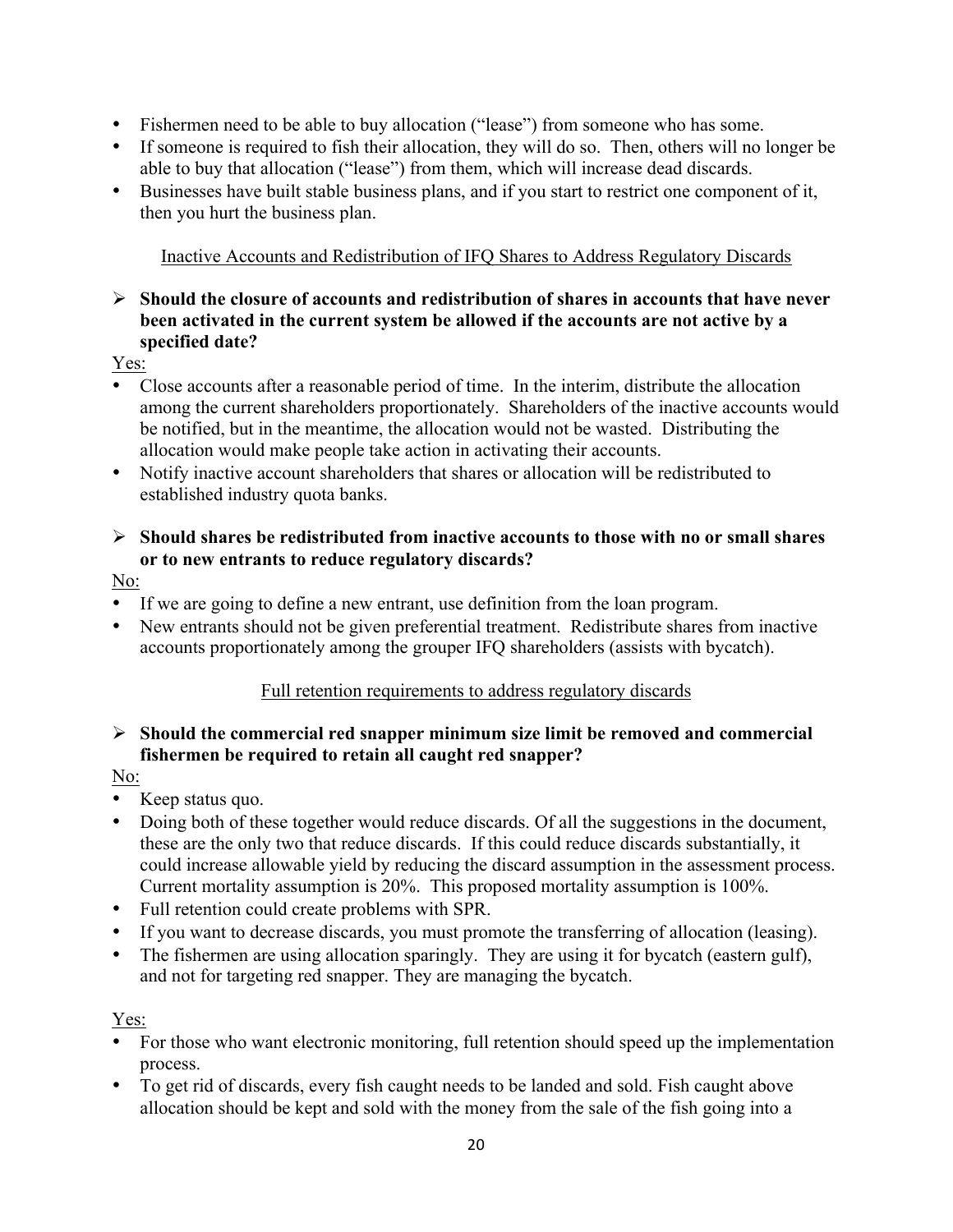- Fishermen need to be able to buy allocation ("lease") from someone who has some.
- If someone is required to fish their allocation, they will do so. Then, others will no longer be able to buy that allocation ("lease") from them, which will increase dead discards.
- Businesses have built stable business plans, and if you start to restrict one component of it, then you hurt the business plan.

### Inactive Accounts and Redistribution of IFQ Shares to Address Regulatory Discards

➢ **Should the closure of accounts and redistribution of shares in accounts that have never been activated in the current system be allowed if the accounts are not active by a specified date?**

Yes:

- Close accounts after a reasonable period of time. In the interim, distribute the allocation among the current shareholders proportionately. Shareholders of the inactive accounts would be notified, but in the meantime, the allocation would not be wasted. Distributing the allocation would make people take action in activating their accounts.
- Notify inactive account shareholders that shares or allocation will be redistributed to established industry quota banks.

➢ **Should shares be redistributed from inactive accounts to those with no or small shares or to new entrants to reduce regulatory discards?**

No:

- If we are going to define a new entrant, use definition from the loan program.
- New entrants should not be given preferential treatment. Redistribute shares from inactive accounts proportionately among the grouper IFQ shareholders (assists with bycatch).

### Full retention requirements to address regulatory discards

➢ **Should the commercial red snapper minimum size limit be removed and commercial fishermen be required to retain all caught red snapper?**

No:

- Keep status quo.
- Doing both of these together would reduce discards. Of all the suggestions in the document, these are the only two that reduce discards. If this could reduce discards substantially, it could increase allowable yield by reducing the discard assumption in the assessment process. Current mortality assumption is 20%. This proposed mortality assumption is 100%.
- Full retention could create problems with SPR.
- If you want to decrease discards, you must promote the transferring of allocation (leasing).
- The fishermen are using allocation sparingly. They are using it for bycatch (eastern gulf), and not for targeting red snapper. They are managing the bycatch.

Yes:

- For those who want electronic monitoring, full retention should speed up the implementation process.
- To get rid of discards, every fish caught needs to be landed and sold. Fish caught above allocation should be kept and sold with the money from the sale of the fish going into a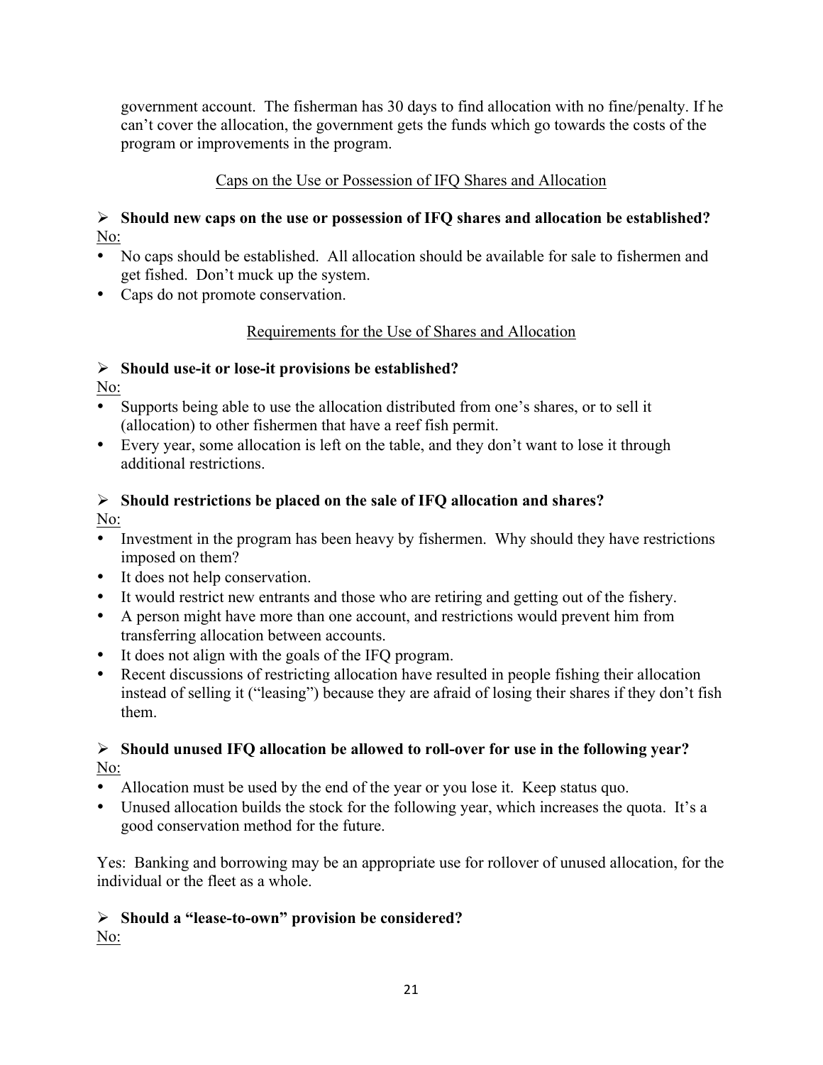government account. The fisherman has 30 days to find allocation with no fine/penalty. If he can't cover the allocation, the government gets the funds which go towards the costs of the program or improvements in the program.

<u>Caps on the Use or Possession of IFQ Shares and Allocation</u>

➢ **Should new caps on the use or possession of IFQ shares and allocation be established?**

<u>No:</u>

- No caps should be established. All allocation should be available for sale to fishermen and get fished. Don't muck up the system.
- Caps do not promote conservation.

<u>Requirements for the Use of Shares and Allocation</u>

➢ **Should use-it or lose-it provisions be established?**

<u>No:</u>

- Supports being able to use the allocation distributed from one's shares, or to sell it (allocation) to other fishermen that have a reef fish permit.
- Every year, some allocation is left on the table, and they don't want to lose it through additional restrictions.

➢ **Should restrictions be placed on the sale of IFQ allocation and shares?**

<u>No:</u>

- Investment in the program has been heavy by fishermen. Why should they have restrictions imposed on them?
- It does not help conservation.
- It would restrict new entrants and those who are retiring and getting out of the fishery.
- A person might have more than one account, and restrictions would prevent him from transferring allocation between accounts.
- It does not align with the goals of the IFQ program.
- Recent discussions of restricting allocation have resulted in people fishing their allocation instead of selling it ("leasing") because they are afraid of losing their shares if they don't fish them.

➢ **Should unused IFQ allocation be allowed to roll-over for use in the following year?**

<u>No:</u>

- Allocation must be used by the end of the year or you lose it. Keep status quo.
- Unused allocation builds the stock for the following year, which increases the quota. It's a good conservation method for the future.

Yes: Banking and borrowing may be an appropriate use for rollover of unused allocation, for the individual or the fleet as a whole.

➢ **Should a "lease-to-own" provision be considered?**

<u>No:</u>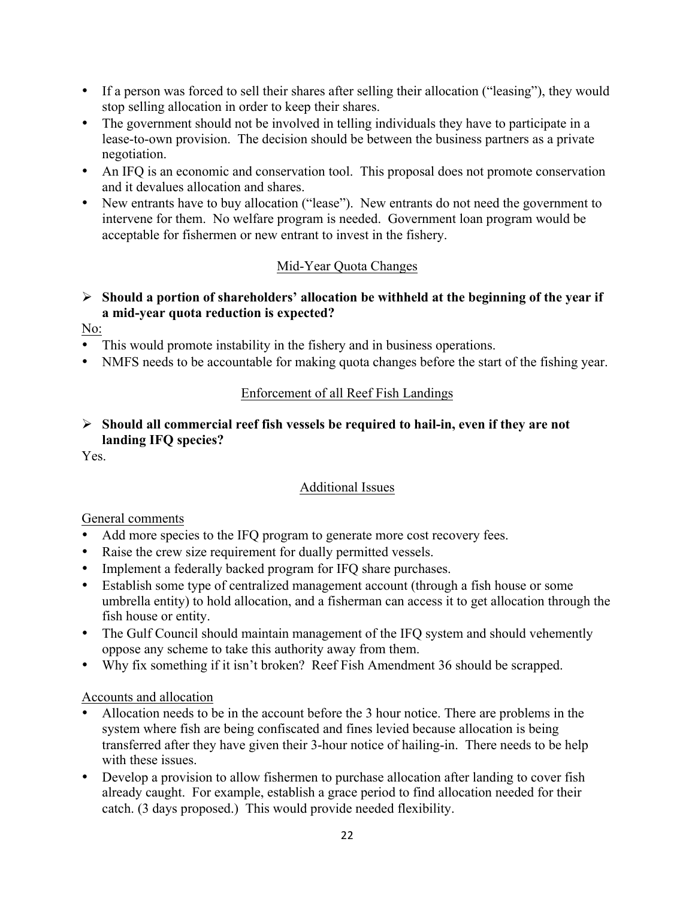- If a person was forced to sell their shares after selling their allocation ("leasing"), they would stop selling allocation in order to keep their shares.
- The government should not be involved in telling individuals they have to participate in a lease-to-own provision. The decision should be between the business partners as a private negotiation.
- An IFQ is an economic and conservation tool. This proposal does not promote conservation and it devalues allocation and shares.
- New entrants have to buy allocation ("lease"). New entrants do not need the government to intervene for them. No welfare program is needed. Government loan program would be acceptable for fishermen or new entrant to invest in the fishery.

## Mid-Year Quota Changes

- **Should a portion of shareholders' allocation be withheld at the beginning of the year if a mid-year quota reduction is expected?**

No:

- This would promote instability in the fishery and in business operations.
- NMFS needs to be accountable for making quota changes before the start of the fishing year.

## Enforcement of all Reef Fish Landings

- **Should all commercial reef fish vessels be required to hail-in, even if they are not landing IFQ species?**

Yes.

## Additional Issues

General comments

- Add more species to the IFQ program to generate more cost recovery fees.
- Raise the crew size requirement for dually permitted vessels.
- Implement a federally backed program for IFQ share purchases.
- Establish some type of centralized management account (through a fish house or some umbrella entity) to hold allocation, and a fisherman can access it to get allocation through the fish house or entity.
- The Gulf Council should maintain management of the IFQ system and should vehemently oppose any scheme to take this authority away from them.
- Why fix something if it isn't broken? Reef Fish Amendment 36 should be scrapped.

Accounts and allocation

- Allocation needs to be in the account before the 3 hour notice. There are problems in the system where fish are being confiscated and fines levied because allocation is being transferred after they have given their 3-hour notice of hailing-in. There needs to be help with these issues.
- Develop a provision to allow fishermen to purchase allocation after landing to cover fish already caught. For example, establish a grace period to find allocation needed for their catch. (3 days proposed.) This would provide needed flexibility.